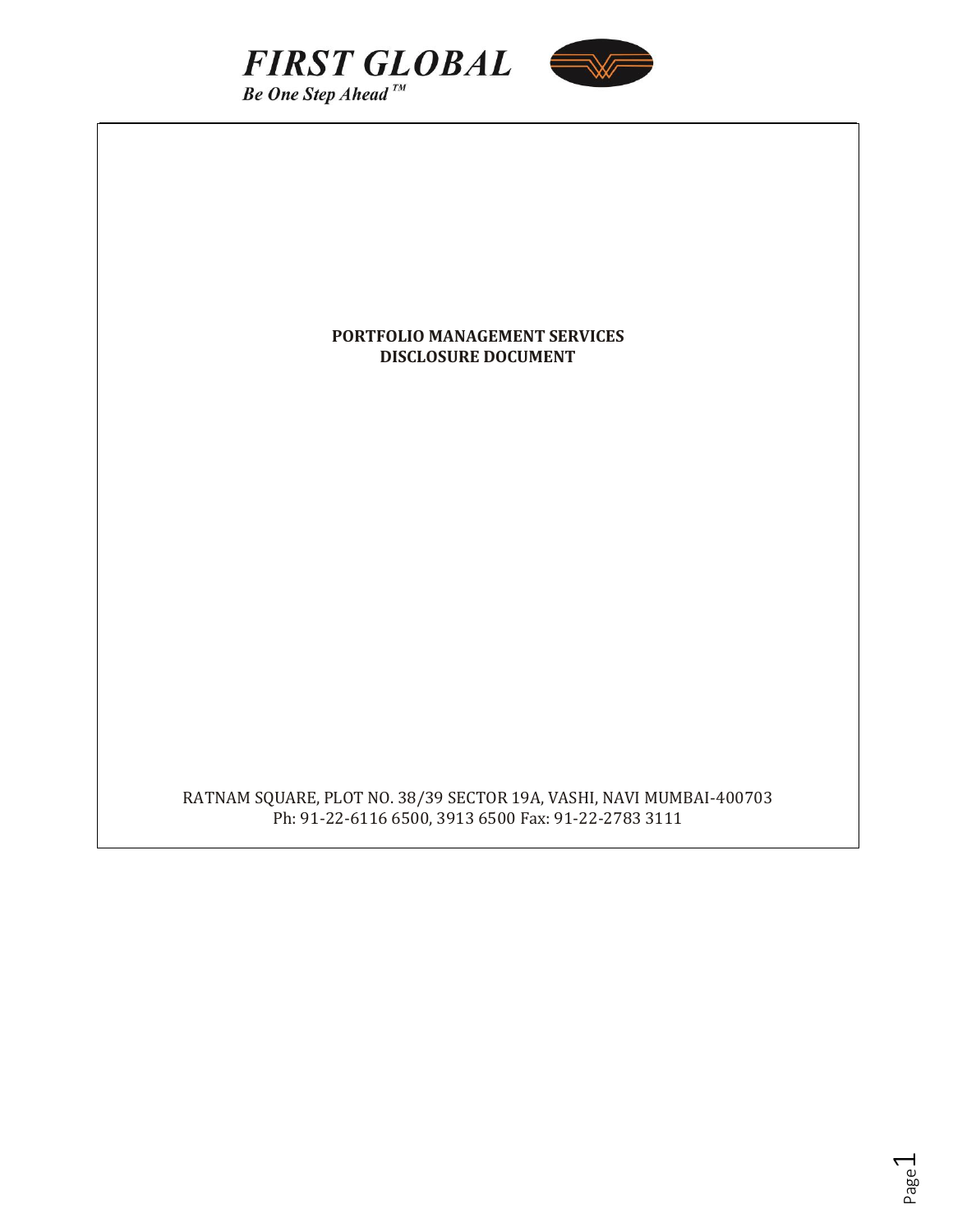**FIRST GLOBAL**

*Be One Step Ahead ™*

# PORTFOLIO MANAGEMENT SERVICES DISCLOSURE DOCUMENT

RATNAM SQUARE, PLOT NO. 38/39 SECTOR 19A, VASHI, NAVI MUMBAI-400703
Ph: 91-22-6116 6500, 3913 6500 Fax: 91-22-2783 3111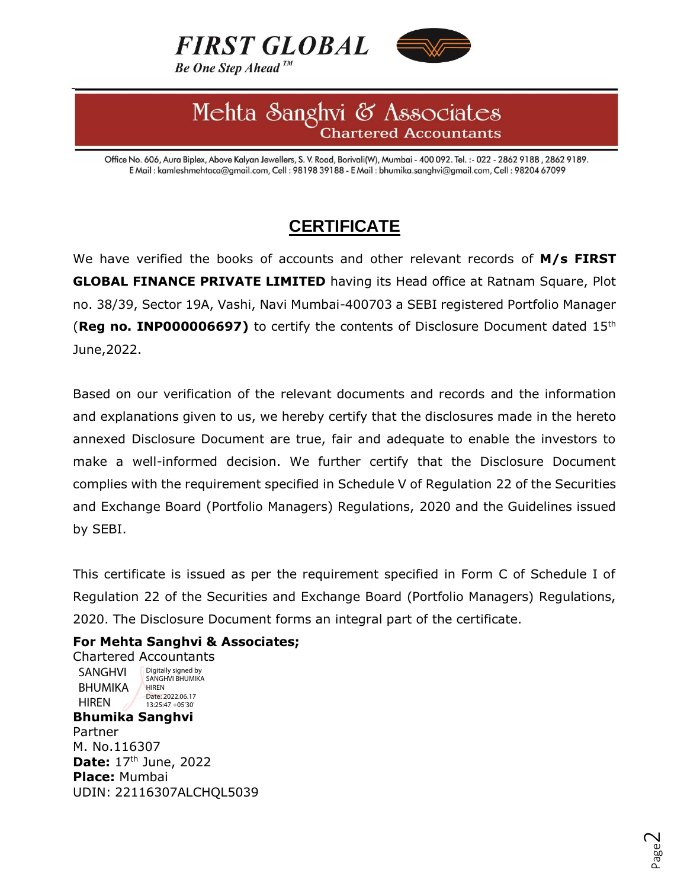**FIRST GLOBAL**

*Be One Step Ahead™*

**Mehta Sanghvi & Associates**
**Chartered Accountants**

Office No. 606, Aura Biplex, Above Kalyan Jewellers, S. V. Road, Borivali(W), Mumbai - 400 092. Tel. :- 022 - 2862 9188 , 2862 9189.
E Mail : kamleshmehtaca@gmail.com, Cell : 98198 39188 - E Mail : bhumika.sanghvi@gmail.com, Cell : 98204 67099

# CERTIFICATE

We have verified the books of accounts and other relevant records of **M/s FIRST GLOBAL FINANCE PRIVATE LIMITED** having its Head office at Ratnam Square, Plot no. 38/39, Sector 19A, Vashi, Navi Mumbai-400703 a SEBI registered Portfolio Manager (**Reg no. INP000006697)** to certify the contents of Disclosure Document dated 15th June,2022.

Based on our verification of the relevant documents and records and the information and explanations given to us, we hereby certify that the disclosures made in the hereto annexed Disclosure Document are true, fair and adequate to enable the investors to make a well-informed decision. We further certify that the Disclosure Document complies with the requirement specified in Schedule V of Regulation 22 of the Securities and Exchange Board (Portfolio Managers) Regulations, 2020 and the Guidelines issued by SEBI.

This certificate is issued as per the requirement specified in Form C of Schedule I of Regulation 22 of the Securities and Exchange Board (Portfolio Managers) Regulations, 2020. The Disclosure Document forms an integral part of the certificate.

**For Mehta Sanghvi & Associates;**
Chartered Accountants

SANGHVI BHUMIKA HIREN — Digitally signed by SANGHVI BHUMIKA HIREN Date: 2022.06.17 13:25:47 +05'30'

**Bhumika Sanghvi**
Partner
M. No.116307
**Date:** 17th June, 2022
**Place:** Mumbai
UDIN: 22116307ALCHQL5039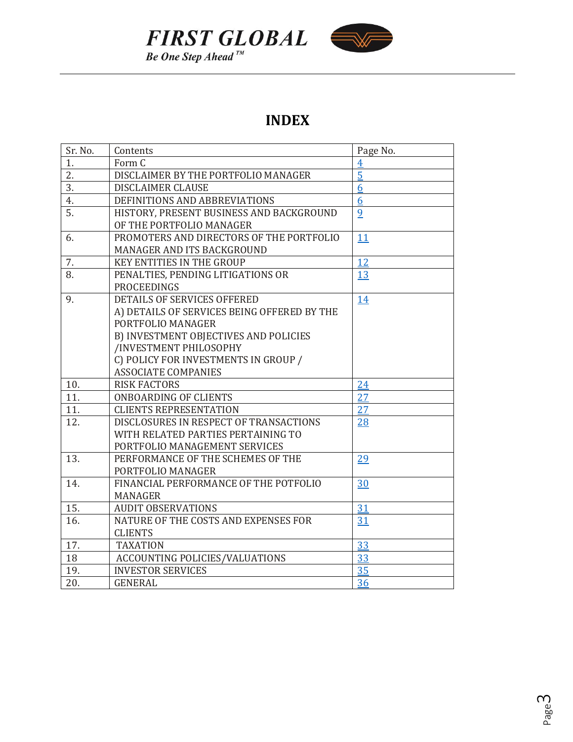# INDEX

| Sr. No. | Contents | Page No. |
|---|---|---|
| 1. | Form C | 4 |
| 2. | DISCLAIMER BY THE PORTFOLIO MANAGER | 5 |
| 3. | DISCLAIMER CLAUSE | 6 |
| 4. | DEFINITIONS AND ABBREVIATIONS | 6 |
| 5. | HISTORY, PRESENT BUSINESS AND BACKGROUND OF THE PORTFOLIO MANAGER | 9 |
| 6. | PROMOTERS AND DIRECTORS OF THE PORTFOLIO MANAGER AND ITS BACKGROUND | 11 |
| 7. | KEY ENTITIES IN THE GROUP | 12 |
| 8. | PENALTIES, PENDING LITIGATIONS OR PROCEEDINGS | 13 |
| 9. | DETAILS OF SERVICES OFFERED<br>A) DETAILS OF SERVICES BEING OFFERED BY THE PORTFOLIO MANAGER<br>B) INVESTMENT OBJECTIVES AND POLICIES /INVESTMENT PHILOSOPHY<br>C) POLICY FOR INVESTMENTS IN GROUP / ASSOCIATE COMPANIES | 14 |
| 10. | RISK FACTORS | 24 |
| 11. | ONBOARDING OF CLIENTS | 27 |
| 11. | CLIENTS REPRESENTATION | 27 |
| 12. | DISCLOSURES IN RESPECT OF TRANSACTIONS WITH RELATED PARTIES PERTAINING TO PORTFOLIO MANAGEMENT SERVICES | 28 |
| 13. | PERFORMANCE OF THE SCHEMES OF THE PORTFOLIO MANAGER | 29 |
| 14. | FINANCIAL PERFORMANCE OF THE POTFOLIO MANAGER | 30 |
| 15. | AUDIT OBSERVATIONS | 31 |
| 16. | NATURE OF THE COSTS AND EXPENSES FOR CLIENTS | 31 |
| 17. | TAXATION | 33 |
| 18 | ACCOUNTING POLICIES/VALUATIONS | 33 |
| 19. | INVESTOR SERVICES | 35 |
| 20. | GENERAL | 36 |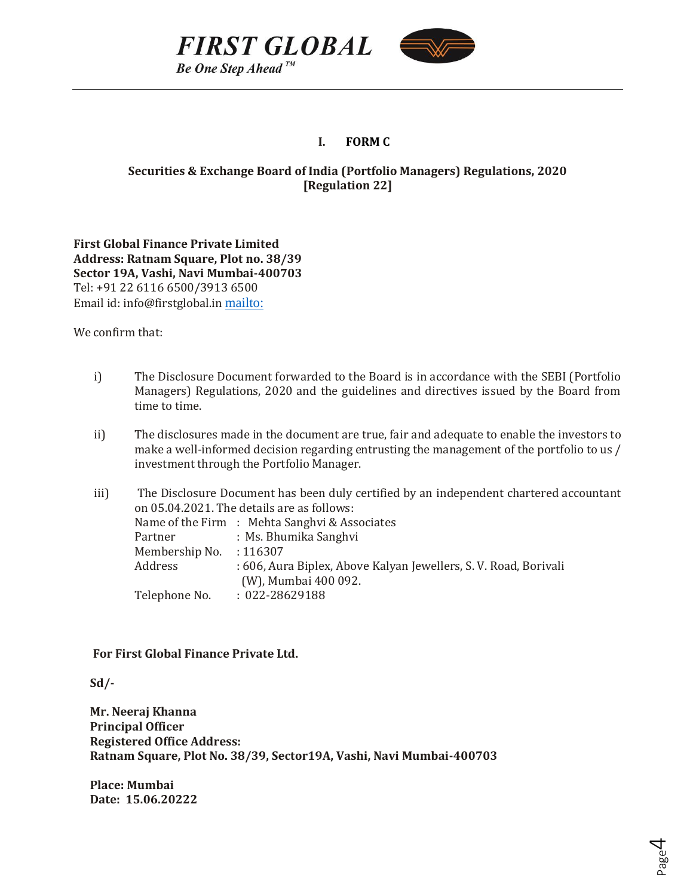**FIRST GLOBAL**
*Be One Step Ahead ™*

## I. FORM C

**Securities & Exchange Board of India (Portfolio Managers) Regulations, 2020**
**[Regulation 22]**

**First Global Finance Private Limited**
**Address: Ratnam Square, Plot no. 38/39**
**Sector 19A, Vashi, Navi Mumbai-400703**
Tel: +91 22 6116 6500/3913 6500
Email id: info@firstglobal.in mailto:

We confirm that:

i) The Disclosure Document forwarded to the Board is in accordance with the SEBI (Portfolio Managers) Regulations, 2020 and the guidelines and directives issued by the Board from time to time.

ii) The disclosures made in the document are true, fair and adequate to enable the investors to make a well-informed decision regarding entrusting the management of the portfolio to us / investment through the Portfolio Manager.

iii) The Disclosure Document has been duly certified by an independent chartered accountant on 05.04.2021. The details are as follows:

| | |
|---|---|
| Name of the Firm | : Mehta Sanghvi & Associates |
| Partner | : Ms. Bhumika Sanghvi |
| Membership No. | : 116307 |
| Address | : 606, Aura Biplex, Above Kalyan Jewellers, S. V. Road, Borivali (W), Mumbai 400 092. |
| Telephone No. | : 022-28629188 |

**For First Global Finance Private Ltd.**

**Sd/-**

**Mr. Neeraj Khanna**
**Principal Officer**
**Registered Office Address:**
**Ratnam Square, Plot No. 38/39, Sector19A, Vashi, Navi Mumbai-400703**

**Place: Mumbai**
**Date: 15.06.20222**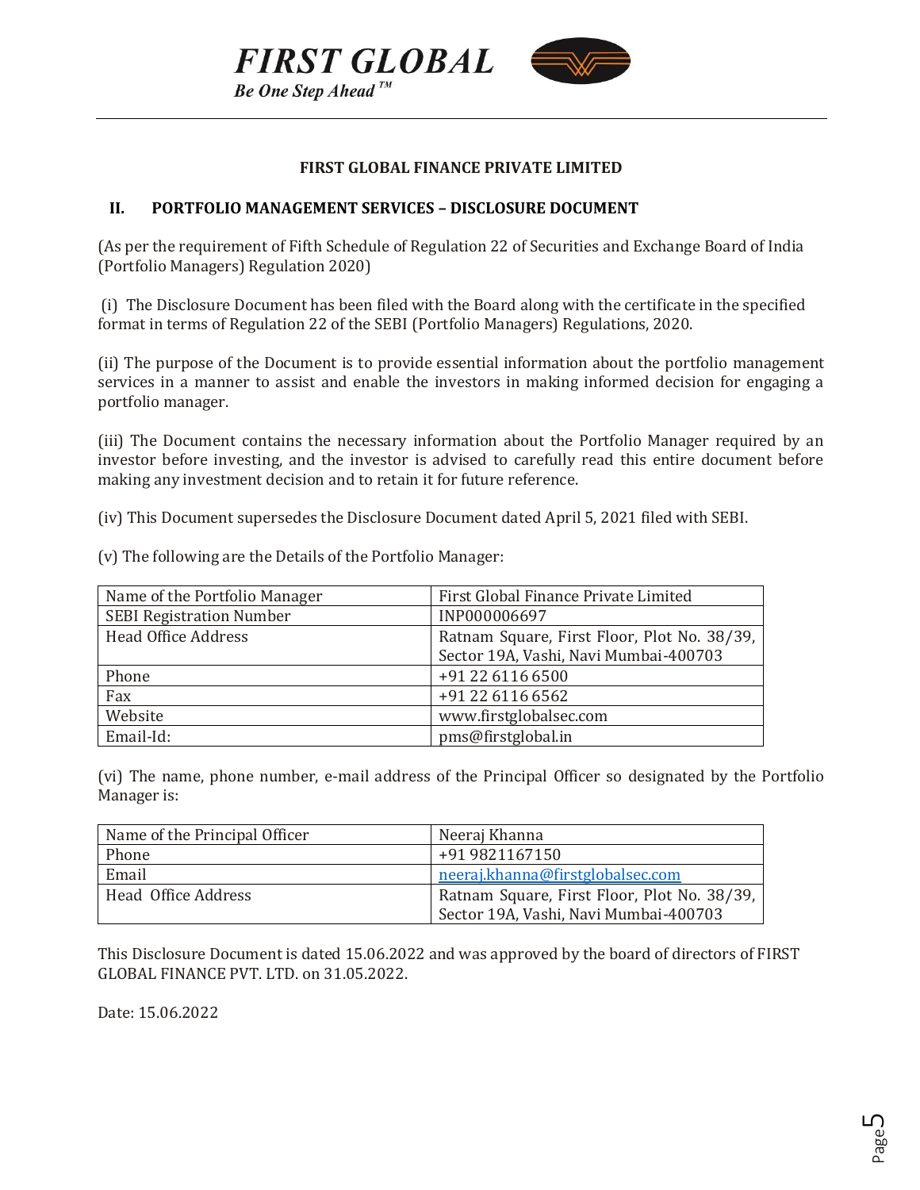**FIRST GLOBAL FINANCE PRIVATE LIMITED**

## II. PORTFOLIO MANAGEMENT SERVICES – DISCLOSURE DOCUMENT

(As per the requirement of Fifth Schedule of Regulation 22 of Securities and Exchange Board of India (Portfolio Managers) Regulation 2020)

(i) The Disclosure Document has been filed with the Board along with the certificate in the specified format in terms of Regulation 22 of the SEBI (Portfolio Managers) Regulations, 2020.

(ii) The purpose of the Document is to provide essential information about the portfolio management services in a manner to assist and enable the investors in making informed decision for engaging a portfolio manager.

(iii) The Document contains the necessary information about the Portfolio Manager required by an investor before investing, and the investor is advised to carefully read this entire document before making any investment decision and to retain it for future reference.

(iv) This Document supersedes the Disclosure Document dated April 5, 2021 filed with SEBI.

(v) The following are the Details of the Portfolio Manager:

| Name of the Portfolio Manager | First Global Finance Private Limited |
|---|---|
| SEBI Registration Number | INP000006697 |
| Head Office Address | Ratnam Square, First Floor, Plot No. 38/39, Sector 19A, Vashi, Navi Mumbai-400703 |
| Phone | +91 22 6116 6500 |
| Fax | +91 22 6116 6562 |
| Website | www.firstglobalsec.com |
| Email-Id: | pms@firstglobal.in |

(vi) The name, phone number, e-mail address of the Principal Officer so designated by the Portfolio Manager is:

| Name of the Principal Officer | Neeraj Khanna |
|---|---|
| Phone | +91 9821167150 |
| Email | neeraj.khanna@firstglobalsec.com |
| Head Office Address | Ratnam Square, First Floor, Plot No. 38/39, Sector 19A, Vashi, Navi Mumbai-400703 |

This Disclosure Document is dated 15.06.2022 and was approved by the board of directors of FIRST GLOBAL FINANCE PVT. LTD. on 31.05.2022.

Date: 15.06.2022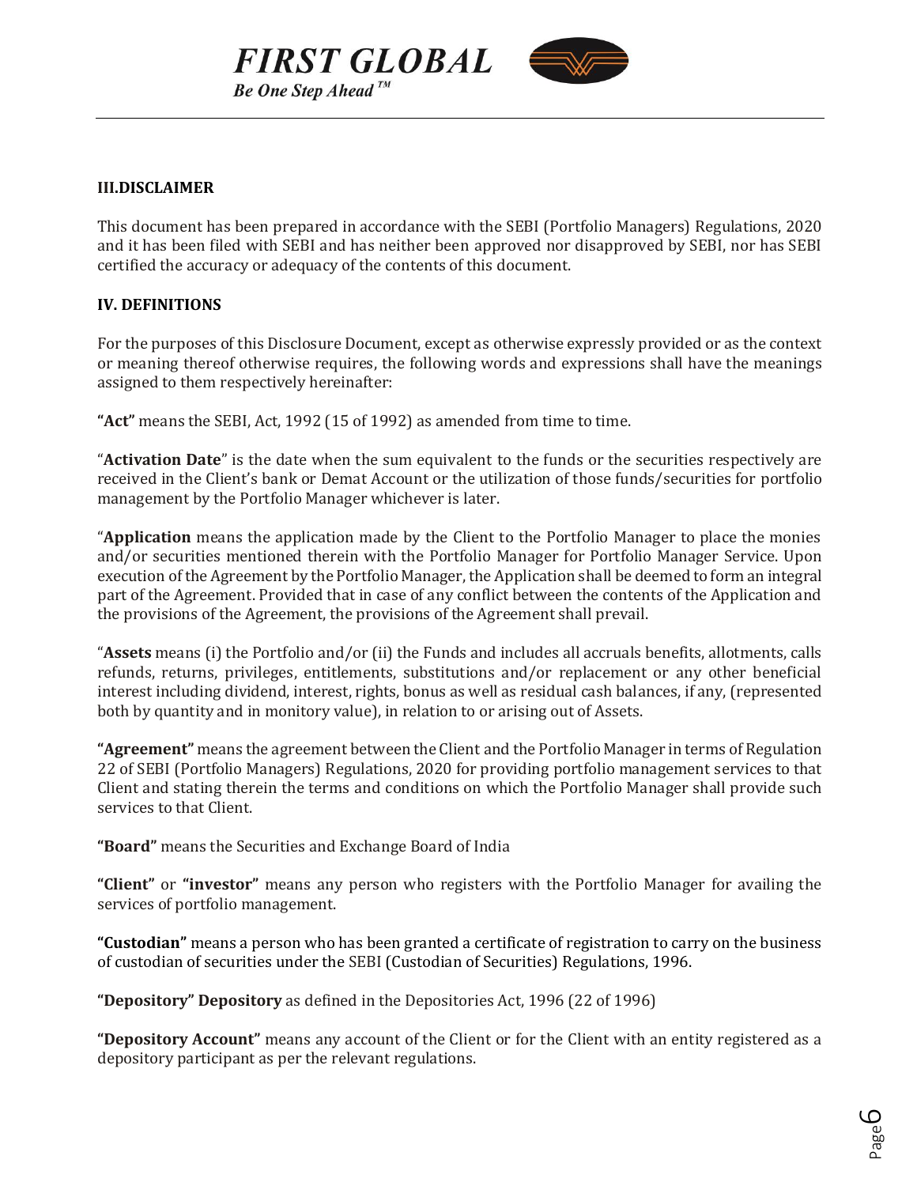## III.DISCLAIMER

This document has been prepared in accordance with the SEBI (Portfolio Managers) Regulations, 2020 and it has been filed with SEBI and has neither been approved nor disapproved by SEBI, nor has SEBI certified the accuracy or adequacy of the contents of this document.

## IV. DEFINITIONS

For the purposes of this Disclosure Document, except as otherwise expressly provided or as the context or meaning thereof otherwise requires, the following words and expressions shall have the meanings assigned to them respectively hereinafter:

**"Act"** means the SEBI, Act, 1992 (15 of 1992) as amended from time to time.

"**Activation Date**" is the date when the sum equivalent to the funds or the securities respectively are received in the Client's bank or Demat Account or the utilization of those funds/securities for portfolio management by the Portfolio Manager whichever is later.

"**Application** means the application made by the Client to the Portfolio Manager to place the monies and/or securities mentioned therein with the Portfolio Manager for Portfolio Manager Service. Upon execution of the Agreement by the Portfolio Manager, the Application shall be deemed to form an integral part of the Agreement. Provided that in case of any conflict between the contents of the Application and the provisions of the Agreement, the provisions of the Agreement shall prevail.

"**Assets** means (i) the Portfolio and/or (ii) the Funds and includes all accruals benefits, allotments, calls refunds, returns, privileges, entitlements, substitutions and/or replacement or any other beneficial interest including dividend, interest, rights, bonus as well as residual cash balances, if any, (represented both by quantity and in monitory value), in relation to or arising out of Assets.

**"Agreement"** means the agreement between the Client and the Portfolio Manager in terms of Regulation 22 of SEBI (Portfolio Managers) Regulations, 2020 for providing portfolio management services to that Client and stating therein the terms and conditions on which the Portfolio Manager shall provide such services to that Client.

**"Board"** means the Securities and Exchange Board of India

**"Client"** or **"investor"** means any person who registers with the Portfolio Manager for availing the services of portfolio management.

**"Custodian"** means a person who has been granted a certificate of registration to carry on the business of custodian of securities under the SEBI (Custodian of Securities) Regulations, 1996.

**"Depository" Depository** as defined in the Depositories Act, 1996 (22 of 1996)

**"Depository Account"** means any account of the Client or for the Client with an entity registered as a depository participant as per the relevant regulations.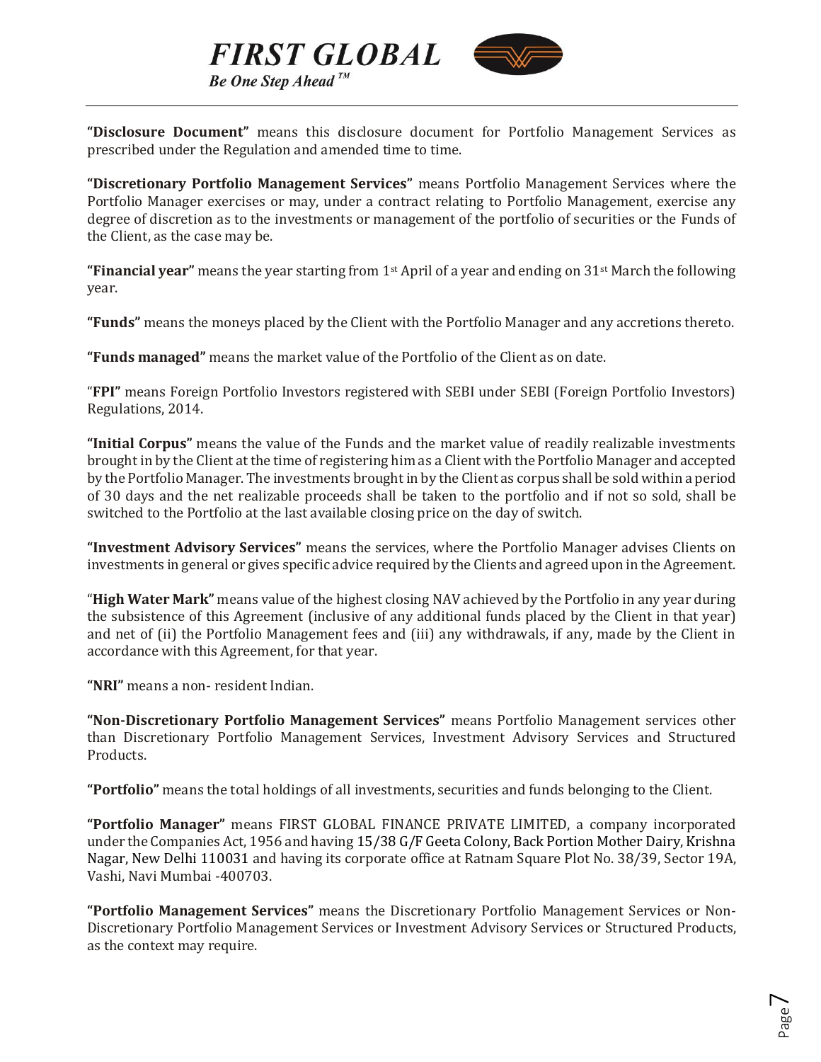**"Disclosure Document"** means this disclosure document for Portfolio Management Services as prescribed under the Regulation and amended time to time.

**"Discretionary Portfolio Management Services"** means Portfolio Management Services where the Portfolio Manager exercises or may, under a contract relating to Portfolio Management, exercise any degree of discretion as to the investments or management of the portfolio of securities or the Funds of the Client, as the case may be.

**"Financial year"** means the year starting from 1st April of a year and ending on 31st March the following year.

**"Funds"** means the moneys placed by the Client with the Portfolio Manager and any accretions thereto.

**"Funds managed"** means the market value of the Portfolio of the Client as on date.

"**FPI"** means Foreign Portfolio Investors registered with SEBI under SEBI (Foreign Portfolio Investors) Regulations, 2014.

**"Initial Corpus"** means the value of the Funds and the market value of readily realizable investments brought in by the Client at the time of registering him as a Client with the Portfolio Manager and accepted by the Portfolio Manager. The investments brought in by the Client as corpus shall be sold within a period of 30 days and the net realizable proceeds shall be taken to the portfolio and if not so sold, shall be switched to the Portfolio at the last available closing price on the day of switch.

**"Investment Advisory Services"** means the services, where the Portfolio Manager advises Clients on investments in general or gives specific advice required by the Clients and agreed upon in the Agreement.

"**High Water Mark"** means value of the highest closing NAV achieved by the Portfolio in any year during the subsistence of this Agreement (inclusive of any additional funds placed by the Client in that year) and net of (ii) the Portfolio Management fees and (iii) any withdrawals, if any, made by the Client in accordance with this Agreement, for that year.

**"NRI"** means a non- resident Indian.

**"Non-Discretionary Portfolio Management Services"** means Portfolio Management services other than Discretionary Portfolio Management Services, Investment Advisory Services and Structured Products.

**"Portfolio"** means the total holdings of all investments, securities and funds belonging to the Client.

**"Portfolio Manager"** means FIRST GLOBAL FINANCE PRIVATE LIMITED, a company incorporated under the Companies Act, 1956 and having 15/38 G/F Geeta Colony, Back Portion Mother Dairy, Krishna Nagar, New Delhi 110031 and having its corporate office at Ratnam Square Plot No. 38/39, Sector 19A, Vashi, Navi Mumbai -400703.

**"Portfolio Management Services"** means the Discretionary Portfolio Management Services or Non-Discretionary Portfolio Management Services or Investment Advisory Services or Structured Products, as the context may require.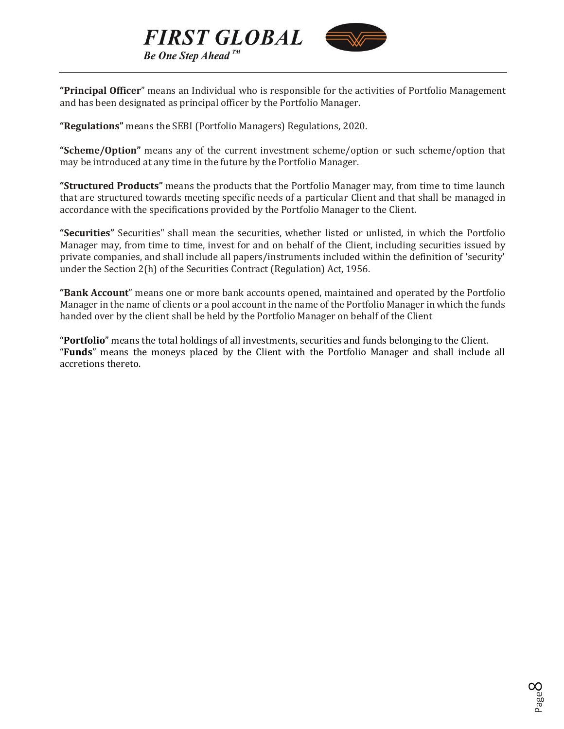**"Principal Officer**" means an Individual who is responsible for the activities of Portfolio Management and has been designated as principal officer by the Portfolio Manager.

**"Regulations"** means the SEBI (Portfolio Managers) Regulations, 2020.

**"Scheme/Option"** means any of the current investment scheme/option or such scheme/option that may be introduced at any time in the future by the Portfolio Manager.

**"Structured Products"** means the products that the Portfolio Manager may, from time to time launch that are structured towards meeting specific needs of a particular Client and that shall be managed in accordance with the specifications provided by the Portfolio Manager to the Client.

**"Securities"** Securities" shall mean the securities, whether listed or unlisted, in which the Portfolio Manager may, from time to time, invest for and on behalf of the Client, including securities issued by private companies, and shall include all papers/instruments included within the definition of 'security' under the Section 2(h) of the Securities Contract (Regulation) Act, 1956.

**"Bank Account**" means one or more bank accounts opened, maintained and operated by the Portfolio Manager in the name of clients or a pool account in the name of the Portfolio Manager in which the funds handed over by the client shall be held by the Portfolio Manager on behalf of the Client

"**Portfolio**" means the total holdings of all investments, securities and funds belonging to the Client.
"**Funds**" means the moneys placed by the Client with the Portfolio Manager and shall include all accretions thereto.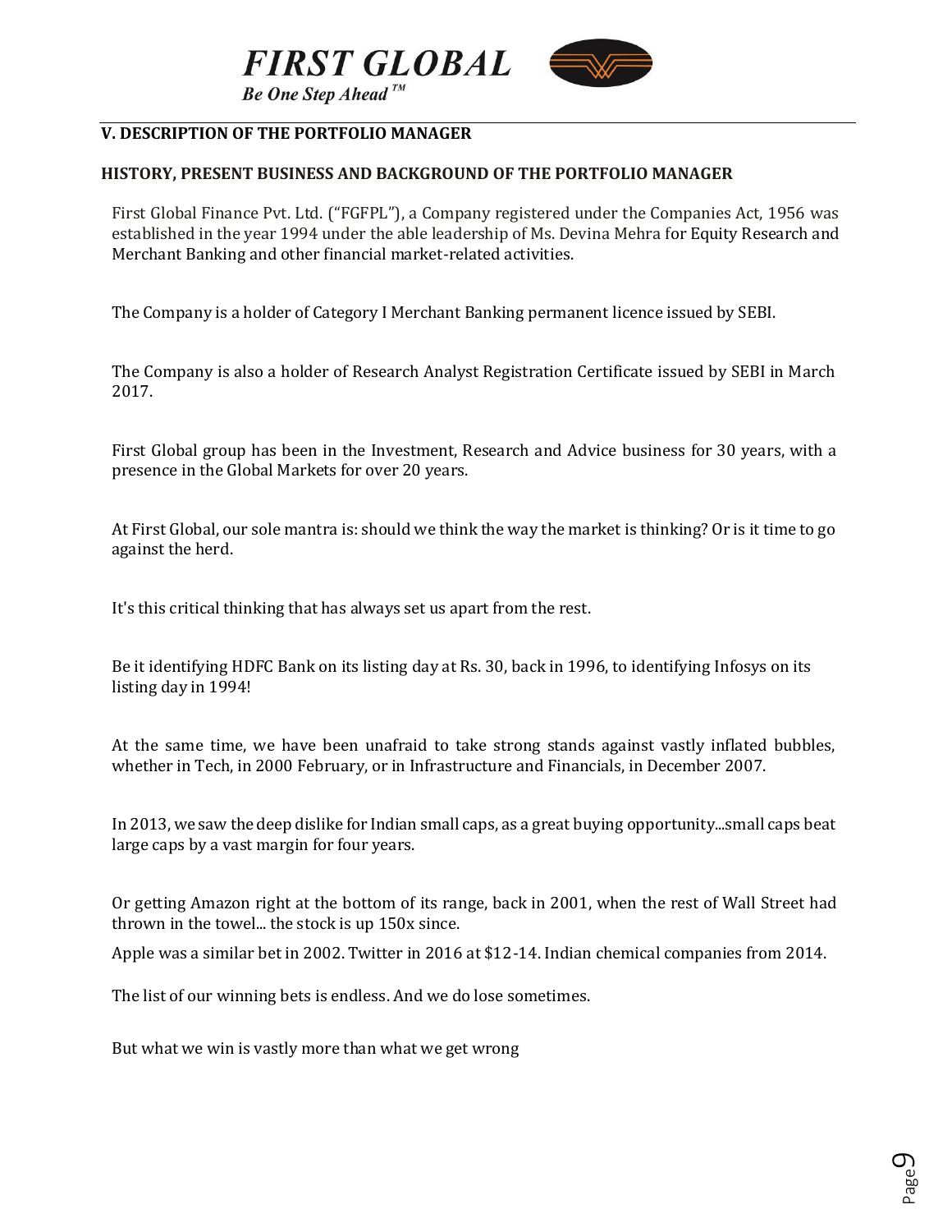## V. DESCRIPTION OF THE PORTFOLIO MANAGER

### HISTORY, PRESENT BUSINESS AND BACKGROUND OF THE PORTFOLIO MANAGER

First Global Finance Pvt. Ltd. ("FGFPL"), a Company registered under the Companies Act, 1956 was established in the year 1994 under the able leadership of Ms. Devina Mehra for Equity Research and Merchant Banking and other financial market-related activities.

The Company is a holder of Category I Merchant Banking permanent licence issued by SEBI.

The Company is also a holder of Research Analyst Registration Certificate issued by SEBI in March 2017.

First Global group has been in the Investment, Research and Advice business for 30 years, with a presence in the Global Markets for over 20 years.

At First Global, our sole mantra is: should we think the way the market is thinking? Or is it time to go against the herd.

It's this critical thinking that has always set us apart from the rest.

Be it identifying HDFC Bank on its listing day at Rs. 30, back in 1996, to identifying Infosys on its listing day in 1994!

At the same time, we have been unafraid to take strong stands against vastly inflated bubbles, whether in Tech, in 2000 February, or in Infrastructure and Financials, in December 2007.

In 2013, we saw the deep dislike for Indian small caps, as a great buying opportunity...small caps beat large caps by a vast margin for four years.

Or getting Amazon right at the bottom of its range, back in 2001, when the rest of Wall Street had thrown in the towel... the stock is up 150x since.

Apple was a similar bet in 2002. Twitter in 2016 at $12-14. Indian chemical companies from 2014.

The list of our winning bets is endless. And we do lose sometimes.

But what we win is vastly more than what we get wrong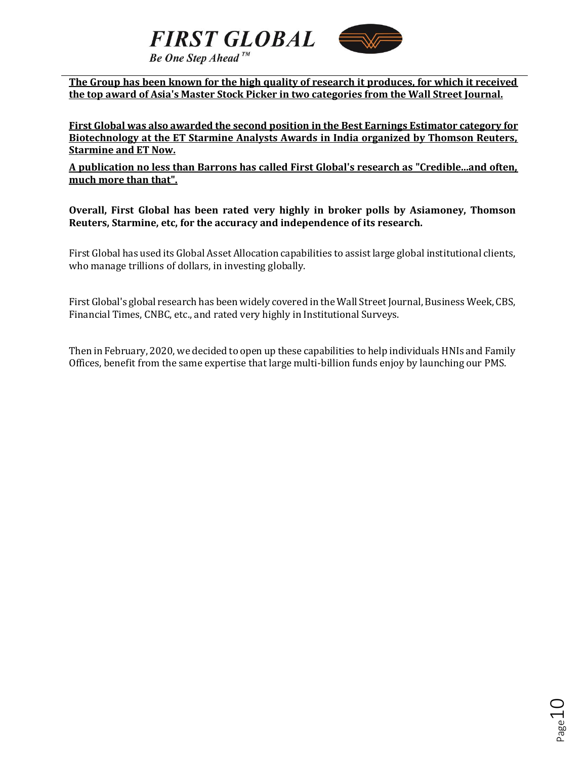**The Group has been known for the high quality of research it produces, for which it received the top award of Asia's Master Stock Picker in two categories from the Wall Street Journal.**

**First Global was also awarded the second position in the Best Earnings Estimator category for Biotechnology at the ET Starmine Analysts Awards in India organized by Thomson Reuters, Starmine and ET Now.**

**A publication no less than Barrons has called First Global's research as "Credible...and often, much more than that".**

**Overall, First Global has been rated very highly in broker polls by Asiamoney, Thomson Reuters, Starmine, etc, for the accuracy and independence of its research.**

First Global has used its Global Asset Allocation capabilities to assist large global institutional clients, who manage trillions of dollars, in investing globally.

First Global's global research has been widely covered in the Wall Street Journal, Business Week, CBS, Financial Times, CNBC, etc., and rated very highly in Institutional Surveys.

Then in February, 2020, we decided to open up these capabilities to help individuals HNIs and Family Offices, benefit from the same expertise that large multi-billion funds enjoy by launching our PMS.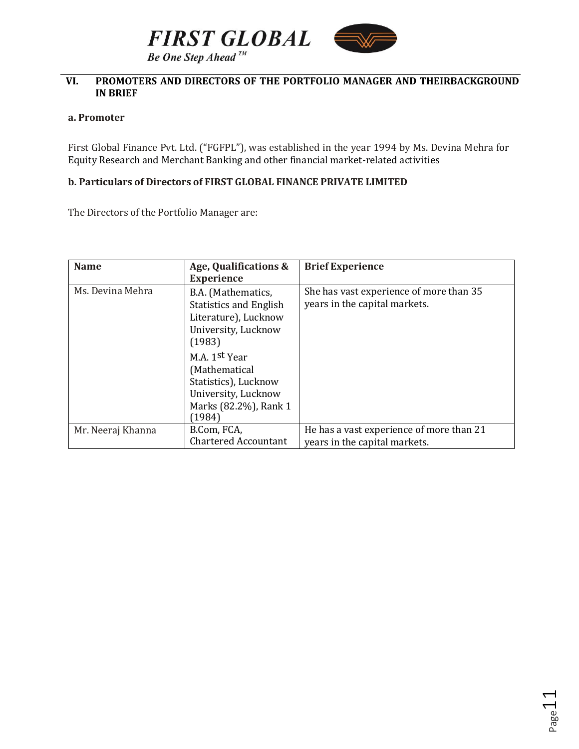## VI. PROMOTERS AND DIRECTORS OF THE PORTFOLIO MANAGER AND THEIRBACKGROUND IN BRIEF

**a. Promoter**

First Global Finance Pvt. Ltd. ("FGFPL"), was established in the year 1994 by Ms. Devina Mehra for Equity Research and Merchant Banking and other financial market-related activities

**b. Particulars of Directors of FIRST GLOBAL FINANCE PRIVATE LIMITED**

The Directors of the Portfolio Manager are:

| Name | Age, Qualifications & Experience | Brief Experience |
|---|---|---|
| Ms. Devina Mehra | B.A. (Mathematics, Statistics and English Literature), Lucknow University, Lucknow (1983)<br>M.A. 1st Year (Mathematical Statistics), Lucknow University, Lucknow Marks (82.2%), Rank 1 (1984) | She has vast experience of more than 35 years in the capital markets. |
| Mr. Neeraj Khanna | B.Com, FCA, Chartered Accountant | He has a vast experience of more than 21 years in the capital markets. |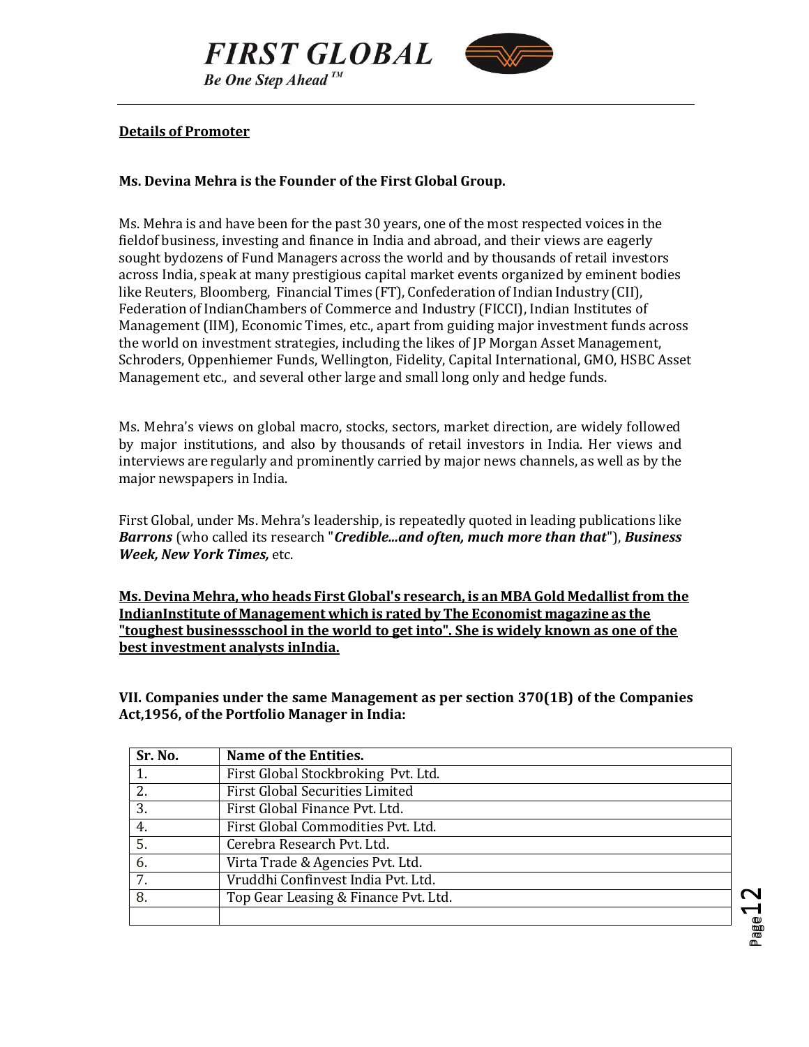## Details of Promoter

**Ms. Devina Mehra is the Founder of the First Global Group.**

Ms. Mehra is and have been for the past 30 years, one of the most respected voices in the fieldof business, investing and finance in India and abroad, and their views are eagerly sought bydozens of Fund Managers across the world and by thousands of retail investors across India, speak at many prestigious capital market events organized by eminent bodies like Reuters, Bloomberg, Financial Times (FT), Confederation of Indian Industry (CII), Federation of IndianChambers of Commerce and Industry (FICCI), Indian Institutes of Management (IIM), Economic Times, etc., apart from guiding major investment funds across the world on investment strategies, including the likes of JP Morgan Asset Management, Schroders, Oppenhiemer Funds, Wellington, Fidelity, Capital International, GMO, HSBC Asset Management etc., and several other large and small long only and hedge funds.

Ms. Mehra's views on global macro, stocks, sectors, market direction, are widely followed by major institutions, and also by thousands of retail investors in India. Her views and interviews are regularly and prominently carried by major news channels, as well as by the major newspapers in India.

First Global, under Ms. Mehra's leadership, is repeatedly quoted in leading publications like ***Barrons*** (who called its research "***Credible...and often, much more than that***"), ***Business Week, New York Times,*** etc.

**Ms. Devina Mehra, who heads First Global's research, is an MBA Gold Medallist from the IndianInstitute of Management which is rated by The Economist magazine as the "toughest businessschool in the world to get into". She is widely known as one of the best investment analysts inIndia.**

**VII. Companies under the same Management as per section 370(1B) of the Companies Act,1956, of the Portfolio Manager in India:**

| Sr. No. | Name of the Entities. |
|---|---|
| 1. | First Global Stockbroking Pvt. Ltd. |
| 2. | First Global Securities Limited |
| 3. | First Global Finance Pvt. Ltd. |
| 4. | First Global Commodities Pvt. Ltd. |
| 5. | Cerebra Research Pvt. Ltd. |
| 6. | Virta Trade & Agencies Pvt. Ltd. |
| 7. | Vruddhi Confinvest India Pvt. Ltd. |
| 8. | Top Gear Leasing & Finance Pvt. Ltd. |
| | |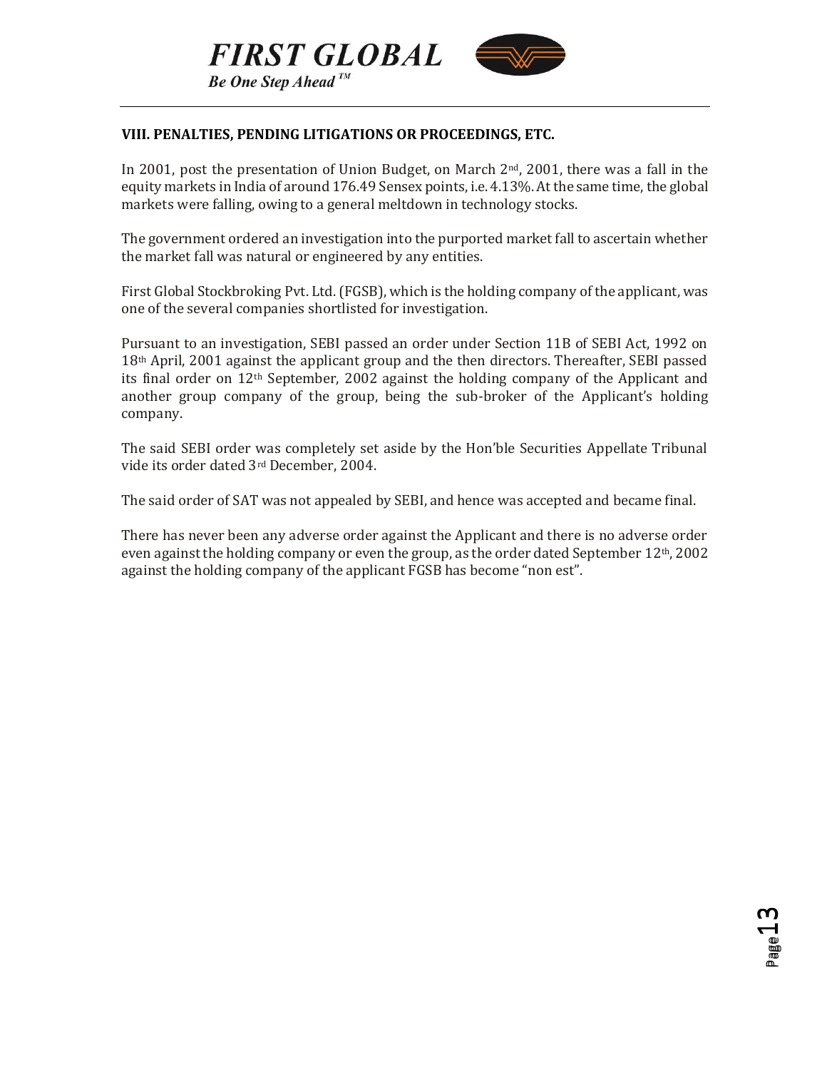### VIII. PENALTIES, PENDING LITIGATIONS OR PROCEEDINGS, ETC.

In 2001, post the presentation of Union Budget, on March 2nd, 2001, there was a fall in the equity markets in India of around 176.49 Sensex points, i.e. 4.13%. At the same time, the global markets were falling, owing to a general meltdown in technology stocks.

The government ordered an investigation into the purported market fall to ascertain whether the market fall was natural or engineered by any entities.

First Global Stockbroking Pvt. Ltd. (FGSB), which is the holding company of the applicant, was one of the several companies shortlisted for investigation.

Pursuant to an investigation, SEBI passed an order under Section 11B of SEBI Act, 1992 on 18th April, 2001 against the applicant group and the then directors. Thereafter, SEBI passed its final order on 12th September, 2002 against the holding company of the Applicant and another group company of the group, being the sub-broker of the Applicant's holding company.

The said SEBI order was completely set aside by the Hon'ble Securities Appellate Tribunal vide its order dated 3rd December, 2004.

The said order of SAT was not appealed by SEBI, and hence was accepted and became final.

There has never been any adverse order against the Applicant and there is no adverse order even against the holding company or even the group, as the order dated September 12th, 2002 against the holding company of the applicant FGSB has become "non est".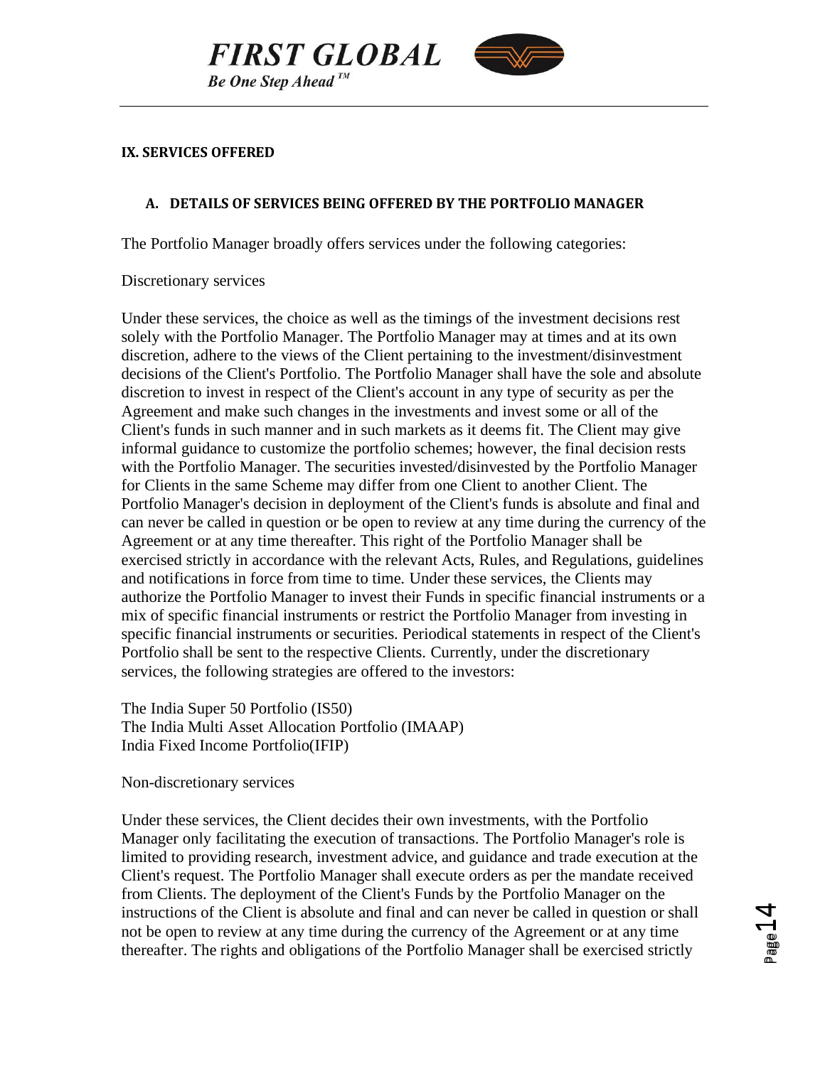## IX. SERVICES OFFERED

### A. DETAILS OF SERVICES BEING OFFERED BY THE PORTFOLIO MANAGER

The Portfolio Manager broadly offers services under the following categories:

Discretionary services

Under these services, the choice as well as the timings of the investment decisions rest solely with the Portfolio Manager. The Portfolio Manager may at times and at its own discretion, adhere to the views of the Client pertaining to the investment/disinvestment decisions of the Client's Portfolio. The Portfolio Manager shall have the sole and absolute discretion to invest in respect of the Client's account in any type of security as per the Agreement and make such changes in the investments and invest some or all of the Client's funds in such manner and in such markets as it deems fit. The Client may give informal guidance to customize the portfolio schemes; however, the final decision rests with the Portfolio Manager. The securities invested/disinvested by the Portfolio Manager for Clients in the same Scheme may differ from one Client to another Client. The Portfolio Manager's decision in deployment of the Client's funds is absolute and final and can never be called in question or be open to review at any time during the currency of the Agreement or at any time thereafter. This right of the Portfolio Manager shall be exercised strictly in accordance with the relevant Acts, Rules, and Regulations, guidelines and notifications in force from time to time. Under these services, the Clients may authorize the Portfolio Manager to invest their Funds in specific financial instruments or a mix of specific financial instruments or restrict the Portfolio Manager from investing in specific financial instruments or securities. Periodical statements in respect of the Client's Portfolio shall be sent to the respective Clients. Currently, under the discretionary services, the following strategies are offered to the investors:

The India Super 50 Portfolio (IS50)
The India Multi Asset Allocation Portfolio (IMAAP)
India Fixed Income Portfolio(IFIP)

Non-discretionary services

Under these services, the Client decides their own investments, with the Portfolio Manager only facilitating the execution of transactions. The Portfolio Manager's role is limited to providing research, investment advice, and guidance and trade execution at the Client's request. The Portfolio Manager shall execute orders as per the mandate received from Clients. The deployment of the Client's Funds by the Portfolio Manager on the instructions of the Client is absolute and final and can never be called in question or shall not be open to review at any time during the currency of the Agreement or at any time thereafter. The rights and obligations of the Portfolio Manager shall be exercised strictly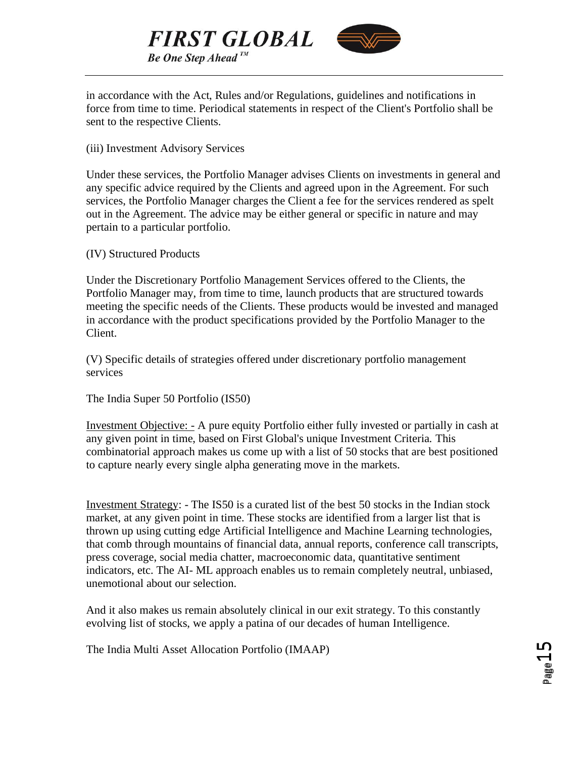in accordance with the Act, Rules and/or Regulations, guidelines and notifications in force from time to time. Periodical statements in respect of the Client's Portfolio shall be sent to the respective Clients.

(iii) Investment Advisory Services

Under these services, the Portfolio Manager advises Clients on investments in general and any specific advice required by the Clients and agreed upon in the Agreement. For such services, the Portfolio Manager charges the Client a fee for the services rendered as spelt out in the Agreement. The advice may be either general or specific in nature and may pertain to a particular portfolio.

(IV) Structured Products

Under the Discretionary Portfolio Management Services offered to the Clients, the Portfolio Manager may, from time to time, launch products that are structured towards meeting the specific needs of the Clients. These products would be invested and managed in accordance with the product specifications provided by the Portfolio Manager to the Client.

(V) Specific details of strategies offered under discretionary portfolio management services

The India Super 50 Portfolio (IS50)

Investment Objective: - A pure equity Portfolio either fully invested or partially in cash at any given point in time, based on First Global's unique Investment Criteria. This combinatorial approach makes us come up with a list of 50 stocks that are best positioned to capture nearly every single alpha generating move in the markets.

Investment Strategy: - The IS50 is a curated list of the best 50 stocks in the Indian stock market, at any given point in time. These stocks are identified from a larger list that is thrown up using cutting edge Artificial Intelligence and Machine Learning technologies, that comb through mountains of financial data, annual reports, conference call transcripts, press coverage, social media chatter, macroeconomic data, quantitative sentiment indicators, etc. The AI- ML approach enables us to remain completely neutral, unbiased, unemotional about our selection.

And it also makes us remain absolutely clinical in our exit strategy. To this constantly evolving list of stocks, we apply a patina of our decades of human Intelligence.

The India Multi Asset Allocation Portfolio (IMAAP)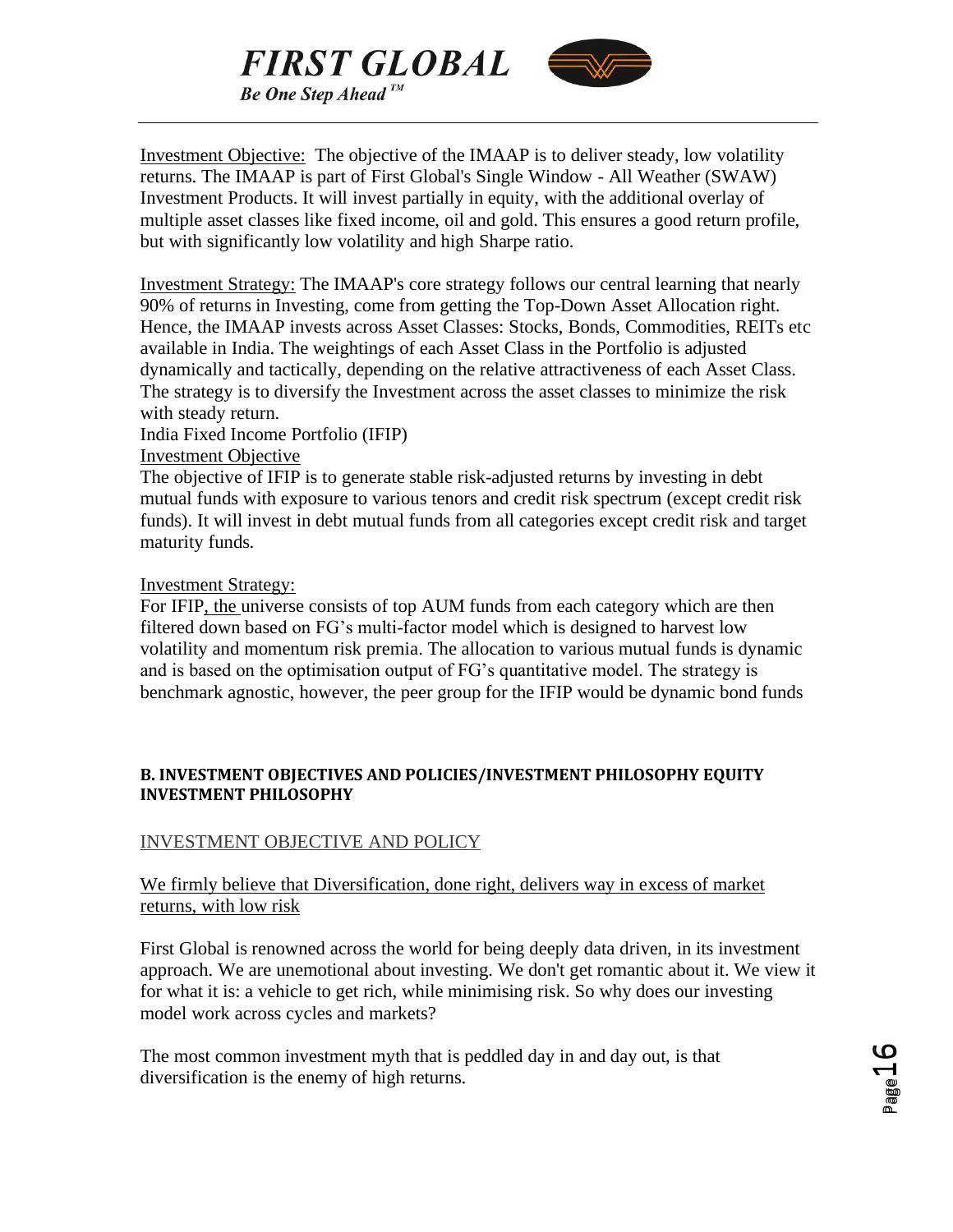Investment Objective: The objective of the IMAAP is to deliver steady, low volatility returns. The IMAAP is part of First Global's Single Window - All Weather (SWAW) Investment Products. It will invest partially in equity, with the additional overlay of multiple asset classes like fixed income, oil and gold. This ensures a good return profile, but with significantly low volatility and high Sharpe ratio.

Investment Strategy: The IMAAP's core strategy follows our central learning that nearly 90% of returns in Investing, come from getting the Top-Down Asset Allocation right. Hence, the IMAAP invests across Asset Classes: Stocks, Bonds, Commodities, REITs etc available in India. The weightings of each Asset Class in the Portfolio is adjusted dynamically and tactically, depending on the relative attractiveness of each Asset Class. The strategy is to diversify the Investment across the asset classes to minimize the risk with steady return.

India Fixed Income Portfolio (IFIP)

Investment Objective

The objective of IFIP is to generate stable risk-adjusted returns by investing in debt mutual funds with exposure to various tenors and credit risk spectrum (except credit risk funds). It will invest in debt mutual funds from all categories except credit risk and target maturity funds.

Investment Strategy:

For IFIP, the universe consists of top AUM funds from each category which are then filtered down based on FG's multi-factor model which is designed to harvest low volatility and momentum risk premia. The allocation to various mutual funds is dynamic and is based on the optimisation output of FG's quantitative model. The strategy is benchmark agnostic, however, the peer group for the IFIP would be dynamic bond funds

### B. INVESTMENT OBJECTIVES AND POLICIES/INVESTMENT PHILOSOPHY EQUITY INVESTMENT PHILOSOPHY

INVESTMENT OBJECTIVE AND POLICY

We firmly believe that Diversification, done right, delivers way in excess of market returns, with low risk

First Global is renowned across the world for being deeply data driven, in its investment approach. We are unemotional about investing. We don't get romantic about it. We view it for what it is: a vehicle to get rich, while minimising risk. So why does our investing model work across cycles and markets?

The most common investment myth that is peddled day in and day out, is that diversification is the enemy of high returns.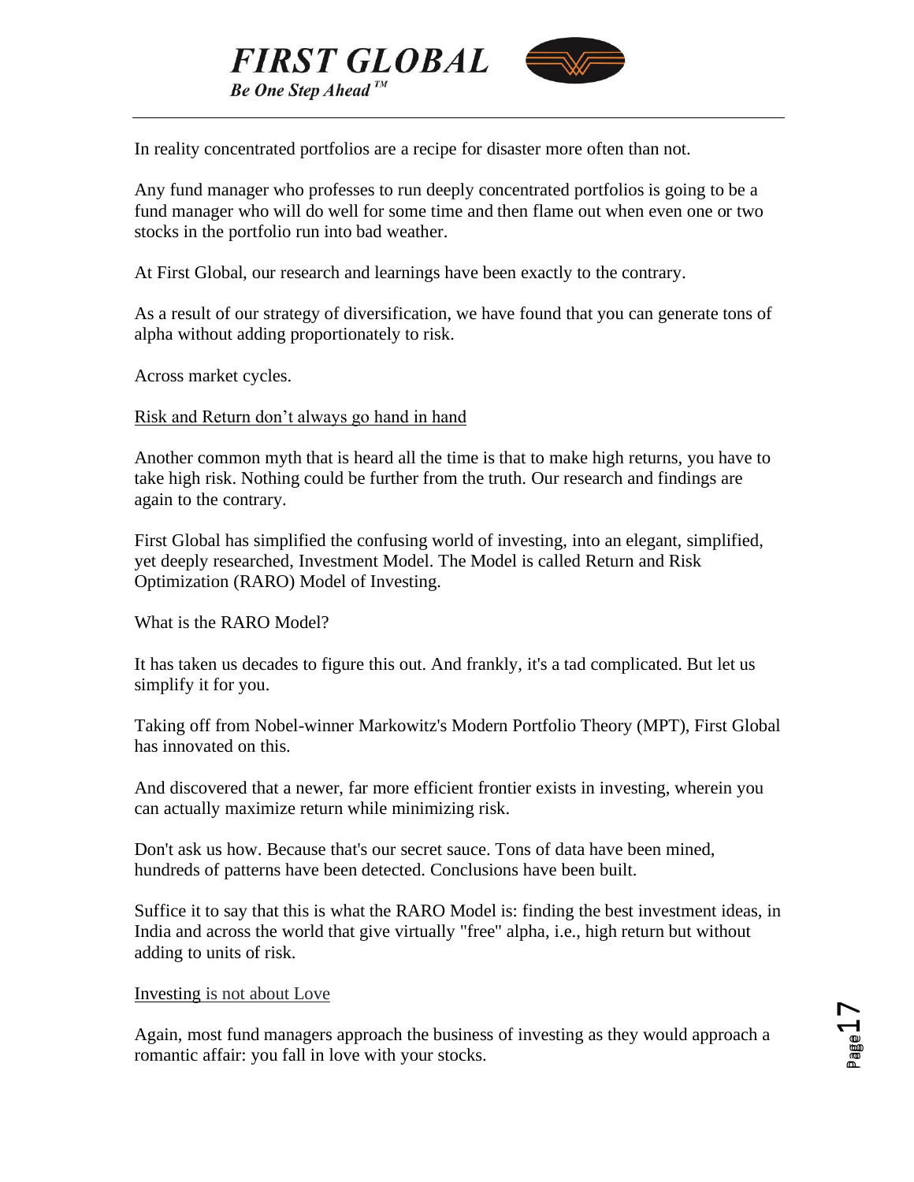In reality concentrated portfolios are a recipe for disaster more often than not.

Any fund manager who professes to run deeply concentrated portfolios is going to be a fund manager who will do well for some time and then flame out when even one or two stocks in the portfolio run into bad weather.

At First Global, our research and learnings have been exactly to the contrary.

As a result of our strategy of diversification, we have found that you can generate tons of alpha without adding proportionately to risk.

Across market cycles.

<u>Risk and Return don't always go hand in hand</u>

Another common myth that is heard all the time is that to make high returns, you have to take high risk. Nothing could be further from the truth. Our research and findings are again to the contrary.

First Global has simplified the confusing world of investing, into an elegant, simplified, yet deeply researched, Investment Model. The Model is called Return and Risk Optimization (RARO) Model of Investing.

What is the RARO Model?

It has taken us decades to figure this out. And frankly, it's a tad complicated. But let us simplify it for you.

Taking off from Nobel-winner Markowitz's Modern Portfolio Theory (MPT), First Global has innovated on this.

And discovered that a newer, far more efficient frontier exists in investing, wherein you can actually maximize return while minimizing risk.

Don't ask us how. Because that's our secret sauce. Tons of data have been mined, hundreds of patterns have been detected. Conclusions have been built.

Suffice it to say that this is what the RARO Model is: finding the best investment ideas, in India and across the world that give virtually "free" alpha, i.e., high return but without adding to units of risk.

<u>Investing is not about Love</u>

Again, most fund managers approach the business of investing as they would approach a romantic affair: you fall in love with your stocks.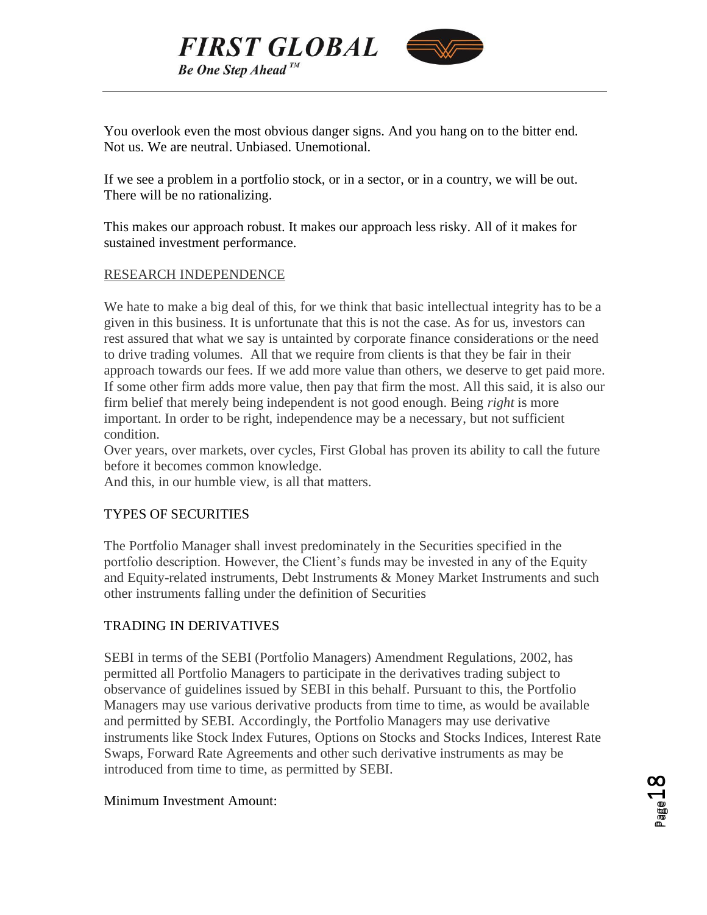You overlook even the most obvious danger signs. And you hang on to the bitter end. Not us. We are neutral. Unbiased. Unemotional.

If we see a problem in a portfolio stock, or in a sector, or in a country, we will be out. There will be no rationalizing.

This makes our approach robust. It makes our approach less risky. All of it makes for sustained investment performance.

<u>RESEARCH INDEPENDENCE</u>

We hate to make a big deal of this, for we think that basic intellectual integrity has to be a given in this business. It is unfortunate that this is not the case. As for us, investors can rest assured that what we say is untainted by corporate finance considerations or the need to drive trading volumes. All that we require from clients is that they be fair in their approach towards our fees. If we add more value than others, we deserve to get paid more. If some other firm adds more value, then pay that firm the most. All this said, it is also our firm belief that merely being independent is not good enough. Being *right* is more important. In order to be right, independence may be a necessary, but not sufficient condition.
Over years, over markets, over cycles, First Global has proven its ability to call the future before it becomes common knowledge.
And this, in our humble view, is all that matters.

TYPES OF SECURITIES

The Portfolio Manager shall invest predominately in the Securities specified in the portfolio description. However, the Client's funds may be invested in any of the Equity and Equity-related instruments, Debt Instruments & Money Market Instruments and such other instruments falling under the definition of Securities

TRADING IN DERIVATIVES

SEBI in terms of the SEBI (Portfolio Managers) Amendment Regulations, 2002, has permitted all Portfolio Managers to participate in the derivatives trading subject to observance of guidelines issued by SEBI in this behalf. Pursuant to this, the Portfolio Managers may use various derivative products from time to time, as would be available and permitted by SEBI. Accordingly, the Portfolio Managers may use derivative instruments like Stock Index Futures, Options on Stocks and Stocks Indices, Interest Rate Swaps, Forward Rate Agreements and other such derivative instruments as may be introduced from time to time, as permitted by SEBI.

Minimum Investment Amount: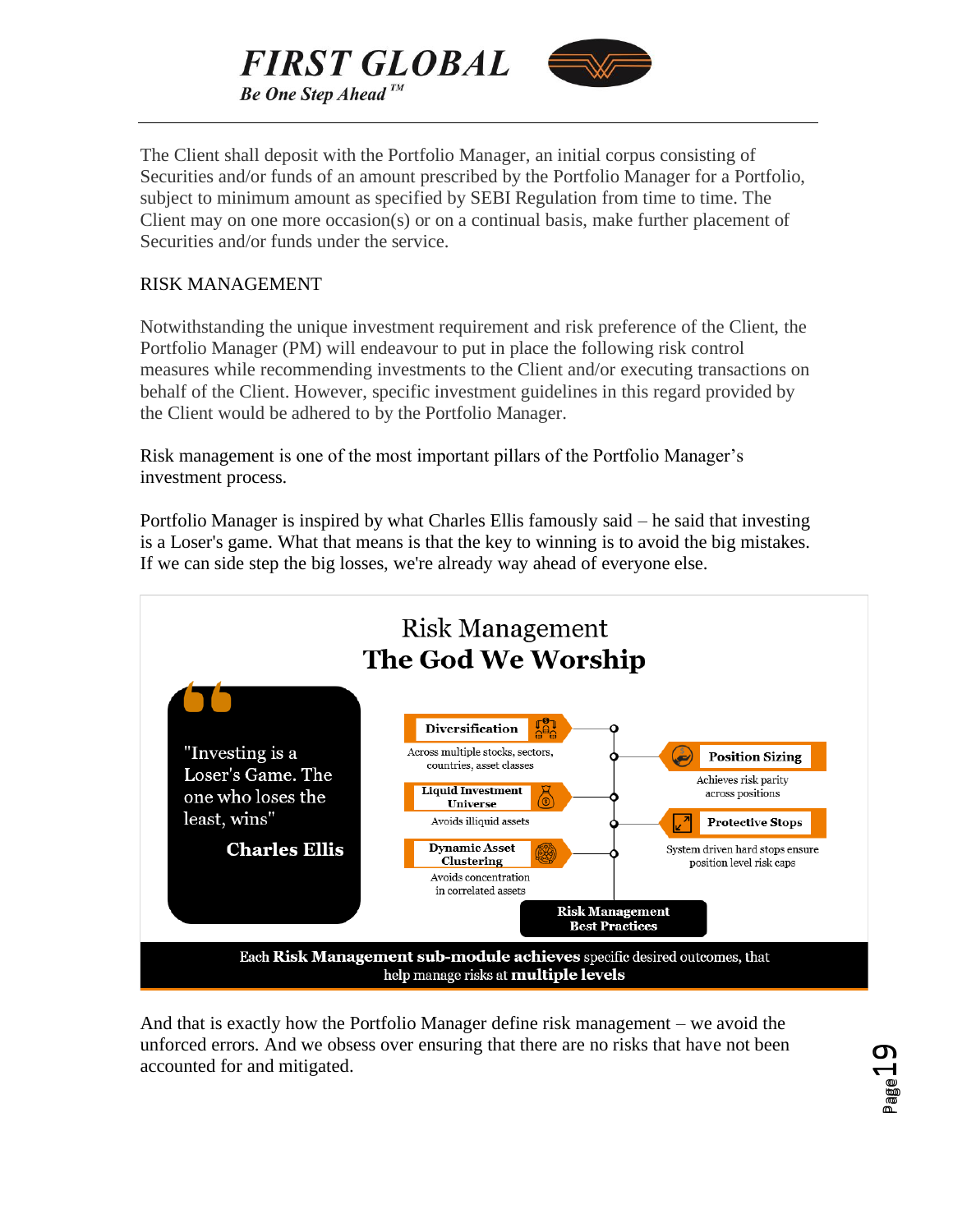The Client shall deposit with the Portfolio Manager, an initial corpus consisting of Securities and/or funds of an amount prescribed by the Portfolio Manager for a Portfolio, subject to minimum amount as specified by SEBI Regulation from time to time. The Client may on one more occasion(s) or on a continual basis, make further placement of Securities and/or funds under the service.

## RISK MANAGEMENT

Notwithstanding the unique investment requirement and risk preference of the Client, the Portfolio Manager (PM) will endeavour to put in place the following risk control measures while recommending investments to the Client and/or executing transactions on behalf of the Client. However, specific investment guidelines in this regard provided by the Client would be adhered to by the Portfolio Manager.

Risk management is one of the most important pillars of the Portfolio Manager's investment process.

Portfolio Manager is inspired by what Charles Ellis famously said – he said that investing is a Loser's game. What that means is that the key to winning is to avoid the big mistakes. If we can side step the big losses, we're already way ahead of everyone else.

### Risk Management
### **The God We Worship**

"Investing is a Loser's Game. The one who loses the least, wins"

**Charles Ellis**

- **Diversification** – Across multiple stocks, sectors, countries, asset classes
- **Liquid Investment Universe** – Avoids illiquid assets
- **Dynamic Asset Clustering** – Avoids concentration in correlated assets
- **Position Sizing** – Achieves risk parity across positions
- **Protective Stops** – System driven hard stops ensure position level risk caps

**Risk Management Best Practices**

Each **Risk Management sub-module achieves** specific desired outcomes, that help manage risks at **multiple levels**

And that is exactly how the Portfolio Manager define risk management – we avoid the unforced errors. And we obsess over ensuring that there are no risks that have not been accounted for and mitigated.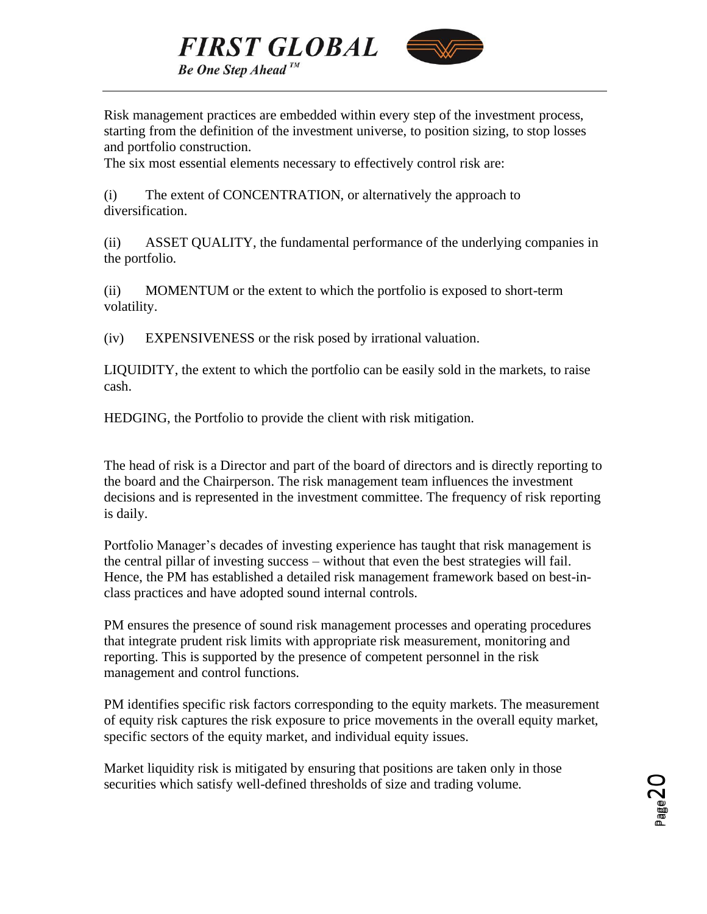Risk management practices are embedded within every step of the investment process, starting from the definition of the investment universe, to position sizing, to stop losses and portfolio construction.
The six most essential elements necessary to effectively control risk are:

(i) The extent of CONCENTRATION, or alternatively the approach to diversification.

(ii) ASSET QUALITY, the fundamental performance of the underlying companies in the portfolio.

(ii) MOMENTUM or the extent to which the portfolio is exposed to short-term volatility.

(iv) EXPENSIVENESS or the risk posed by irrational valuation.

LIQUIDITY, the extent to which the portfolio can be easily sold in the markets, to raise cash.

HEDGING, the Portfolio to provide the client with risk mitigation.

The head of risk is a Director and part of the board of directors and is directly reporting to the board and the Chairperson. The risk management team influences the investment decisions and is represented in the investment committee. The frequency of risk reporting is daily.

Portfolio Manager's decades of investing experience has taught that risk management is the central pillar of investing success – without that even the best strategies will fail. Hence, the PM has established a detailed risk management framework based on best-in-class practices and have adopted sound internal controls.

PM ensures the presence of sound risk management processes and operating procedures that integrate prudent risk limits with appropriate risk measurement, monitoring and reporting. This is supported by the presence of competent personnel in the risk management and control functions.

PM identifies specific risk factors corresponding to the equity markets. The measurement of equity risk captures the risk exposure to price movements in the overall equity market, specific sectors of the equity market, and individual equity issues.

Market liquidity risk is mitigated by ensuring that positions are taken only in those securities which satisfy well-defined thresholds of size and trading volume.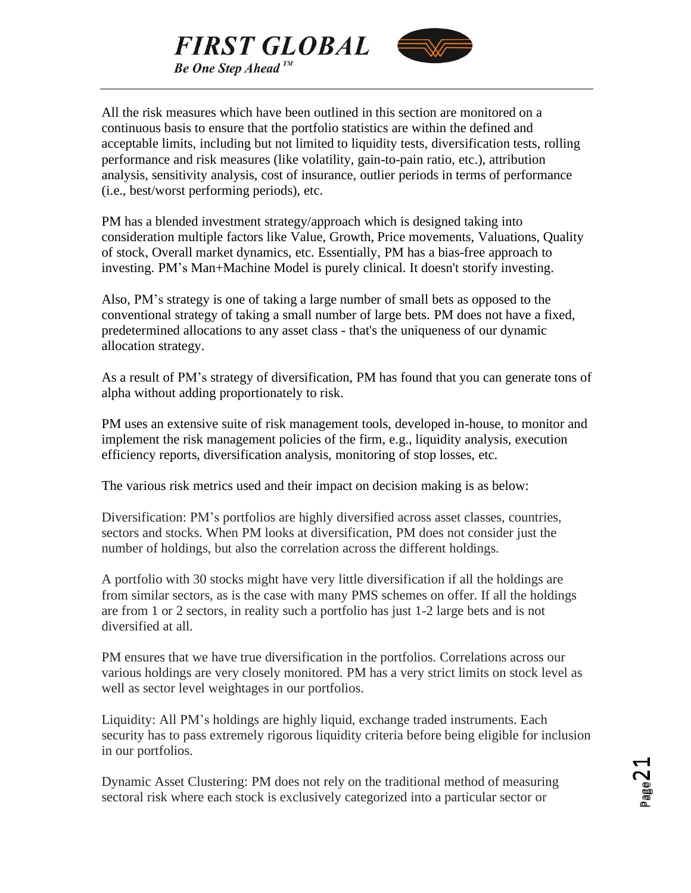All the risk measures which have been outlined in this section are monitored on a continuous basis to ensure that the portfolio statistics are within the defined and acceptable limits, including but not limited to liquidity tests, diversification tests, rolling performance and risk measures (like volatility, gain-to-pain ratio, etc.), attribution analysis, sensitivity analysis, cost of insurance, outlier periods in terms of performance (i.e., best/worst performing periods), etc.

PM has a blended investment strategy/approach which is designed taking into consideration multiple factors like Value, Growth, Price movements, Valuations, Quality of stock, Overall market dynamics, etc. Essentially, PM has a bias-free approach to investing. PM's Man+Machine Model is purely clinical. It doesn't storify investing.

Also, PM's strategy is one of taking a large number of small bets as opposed to the conventional strategy of taking a small number of large bets. PM does not have a fixed, predetermined allocations to any asset class - that's the uniqueness of our dynamic allocation strategy.

As a result of PM's strategy of diversification, PM has found that you can generate tons of alpha without adding proportionately to risk.

PM uses an extensive suite of risk management tools, developed in-house, to monitor and implement the risk management policies of the firm, e.g., liquidity analysis, execution efficiency reports, diversification analysis, monitoring of stop losses, etc.

The various risk metrics used and their impact on decision making is as below:

Diversification: PM's portfolios are highly diversified across asset classes, countries, sectors and stocks. When PM looks at diversification, PM does not consider just the number of holdings, but also the correlation across the different holdings.

A portfolio with 30 stocks might have very little diversification if all the holdings are from similar sectors, as is the case with many PMS schemes on offer. If all the holdings are from 1 or 2 sectors, in reality such a portfolio has just 1-2 large bets and is not diversified at all.

PM ensures that we have true diversification in the portfolios. Correlations across our various holdings are very closely monitored. PM has a very strict limits on stock level as well as sector level weightages in our portfolios.

Liquidity: All PM's holdings are highly liquid, exchange traded instruments. Each security has to pass extremely rigorous liquidity criteria before being eligible for inclusion in our portfolios.

Dynamic Asset Clustering: PM does not rely on the traditional method of measuring sectoral risk where each stock is exclusively categorized into a particular sector or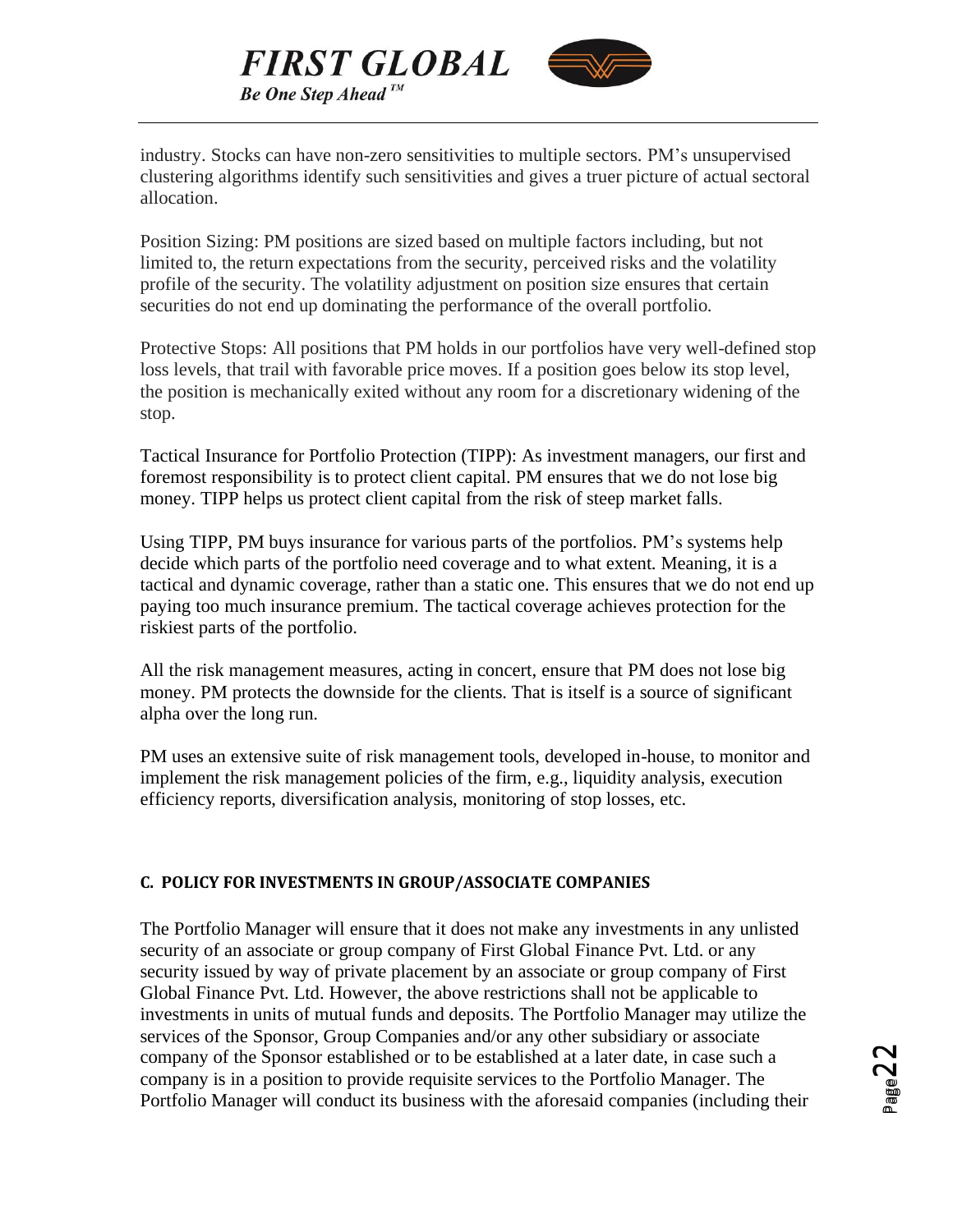industry. Stocks can have non-zero sensitivities to multiple sectors. PM's unsupervised clustering algorithms identify such sensitivities and gives a truer picture of actual sectoral allocation.

Position Sizing: PM positions are sized based on multiple factors including, but not limited to, the return expectations from the security, perceived risks and the volatility profile of the security. The volatility adjustment on position size ensures that certain securities do not end up dominating the performance of the overall portfolio.

Protective Stops: All positions that PM holds in our portfolios have very well-defined stop loss levels, that trail with favorable price moves. If a position goes below its stop level, the position is mechanically exited without any room for a discretionary widening of the stop.

Tactical Insurance for Portfolio Protection (TIPP): As investment managers, our first and foremost responsibility is to protect client capital. PM ensures that we do not lose big money. TIPP helps us protect client capital from the risk of steep market falls.

Using TIPP, PM buys insurance for various parts of the portfolios. PM's systems help decide which parts of the portfolio need coverage and to what extent. Meaning, it is a tactical and dynamic coverage, rather than a static one. This ensures that we do not end up paying too much insurance premium. The tactical coverage achieves protection for the riskiest parts of the portfolio.

All the risk management measures, acting in concert, ensure that PM does not lose big money. PM protects the downside for the clients. That is itself is a source of significant alpha over the long run.

PM uses an extensive suite of risk management tools, developed in-house, to monitor and implement the risk management policies of the firm, e.g., liquidity analysis, execution efficiency reports, diversification analysis, monitoring of stop losses, etc.

#### C. POLICY FOR INVESTMENTS IN GROUP/ASSOCIATE COMPANIES

The Portfolio Manager will ensure that it does not make any investments in any unlisted security of an associate or group company of First Global Finance Pvt. Ltd. or any security issued by way of private placement by an associate or group company of First Global Finance Pvt. Ltd. However, the above restrictions shall not be applicable to investments in units of mutual funds and deposits. The Portfolio Manager may utilize the services of the Sponsor, Group Companies and/or any other subsidiary or associate company of the Sponsor established or to be established at a later date, in case such a company is in a position to provide requisite services to the Portfolio Manager. The Portfolio Manager will conduct its business with the aforesaid companies (including their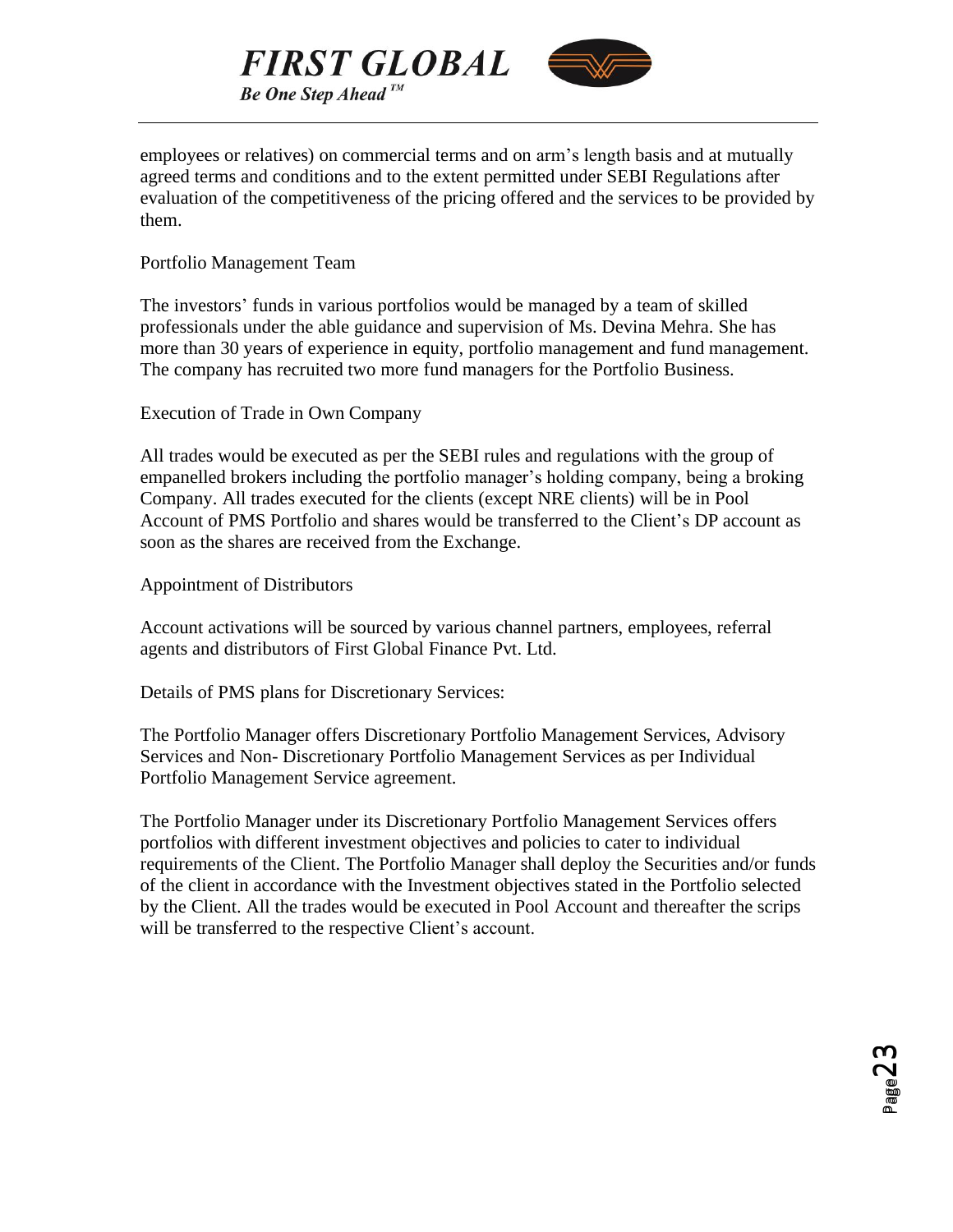employees or relatives) on commercial terms and on arm's length basis and at mutually agreed terms and conditions and to the extent permitted under SEBI Regulations after evaluation of the competitiveness of the pricing offered and the services to be provided by them.

Portfolio Management Team

The investors' funds in various portfolios would be managed by a team of skilled professionals under the able guidance and supervision of Ms. Devina Mehra. She has more than 30 years of experience in equity, portfolio management and fund management. The company has recruited two more fund managers for the Portfolio Business.

Execution of Trade in Own Company

All trades would be executed as per the SEBI rules and regulations with the group of empanelled brokers including the portfolio manager's holding company, being a broking Company. All trades executed for the clients (except NRE clients) will be in Pool Account of PMS Portfolio and shares would be transferred to the Client's DP account as soon as the shares are received from the Exchange.

Appointment of Distributors

Account activations will be sourced by various channel partners, employees, referral agents and distributors of First Global Finance Pvt. Ltd.

Details of PMS plans for Discretionary Services:

The Portfolio Manager offers Discretionary Portfolio Management Services, Advisory Services and Non- Discretionary Portfolio Management Services as per Individual Portfolio Management Service agreement.

The Portfolio Manager under its Discretionary Portfolio Management Services offers portfolios with different investment objectives and policies to cater to individual requirements of the Client. The Portfolio Manager shall deploy the Securities and/or funds of the client in accordance with the Investment objectives stated in the Portfolio selected by the Client. All the trades would be executed in Pool Account and thereafter the scrips will be transferred to the respective Client's account.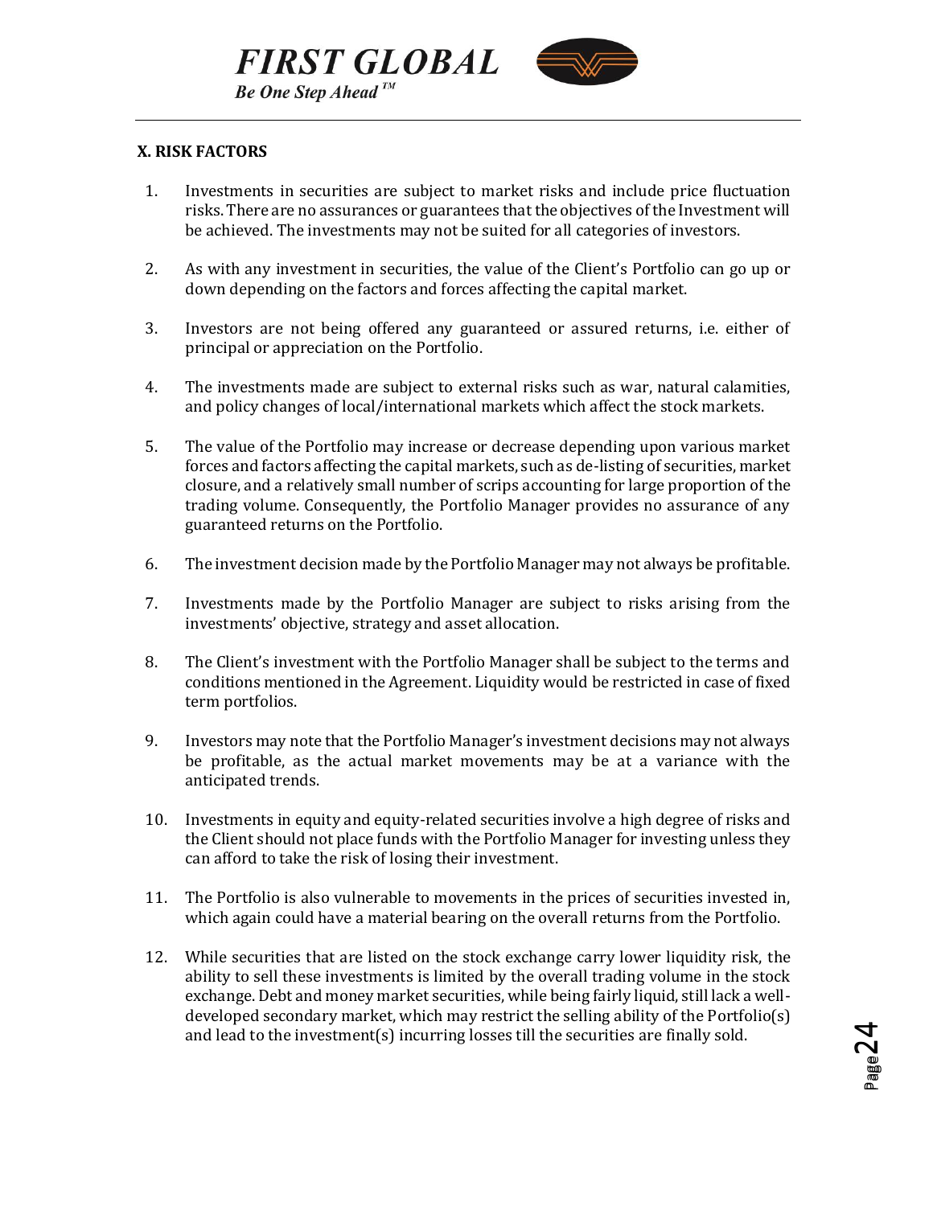### X. RISK FACTORS

1. Investments in securities are subject to market risks and include price fluctuation risks. There are no assurances or guarantees that the objectives of the Investment will be achieved. The investments may not be suited for all categories of investors.

2. As with any investment in securities, the value of the Client's Portfolio can go up or down depending on the factors and forces affecting the capital market.

3. Investors are not being offered any guaranteed or assured returns, i.e. either of principal or appreciation on the Portfolio.

4. The investments made are subject to external risks such as war, natural calamities, and policy changes of local/international markets which affect the stock markets.

5. The value of the Portfolio may increase or decrease depending upon various market forces and factors affecting the capital markets, such as de-listing of securities, market closure, and a relatively small number of scrips accounting for large proportion of the trading volume. Consequently, the Portfolio Manager provides no assurance of any guaranteed returns on the Portfolio.

6. The investment decision made by the Portfolio Manager may not always be profitable.

7. Investments made by the Portfolio Manager are subject to risks arising from the investments' objective, strategy and asset allocation.

8. The Client's investment with the Portfolio Manager shall be subject to the terms and conditions mentioned in the Agreement. Liquidity would be restricted in case of fixed term portfolios.

9. Investors may note that the Portfolio Manager's investment decisions may not always be profitable, as the actual market movements may be at a variance with the anticipated trends.

10. Investments in equity and equity-related securities involve a high degree of risks and the Client should not place funds with the Portfolio Manager for investing unless they can afford to take the risk of losing their investment.

11. The Portfolio is also vulnerable to movements in the prices of securities invested in, which again could have a material bearing on the overall returns from the Portfolio.

12. While securities that are listed on the stock exchange carry lower liquidity risk, the ability to sell these investments is limited by the overall trading volume in the stock exchange. Debt and money market securities, while being fairly liquid, still lack a well-developed secondary market, which may restrict the selling ability of the Portfolio(s) and lead to the investment(s) incurring losses till the securities are finally sold.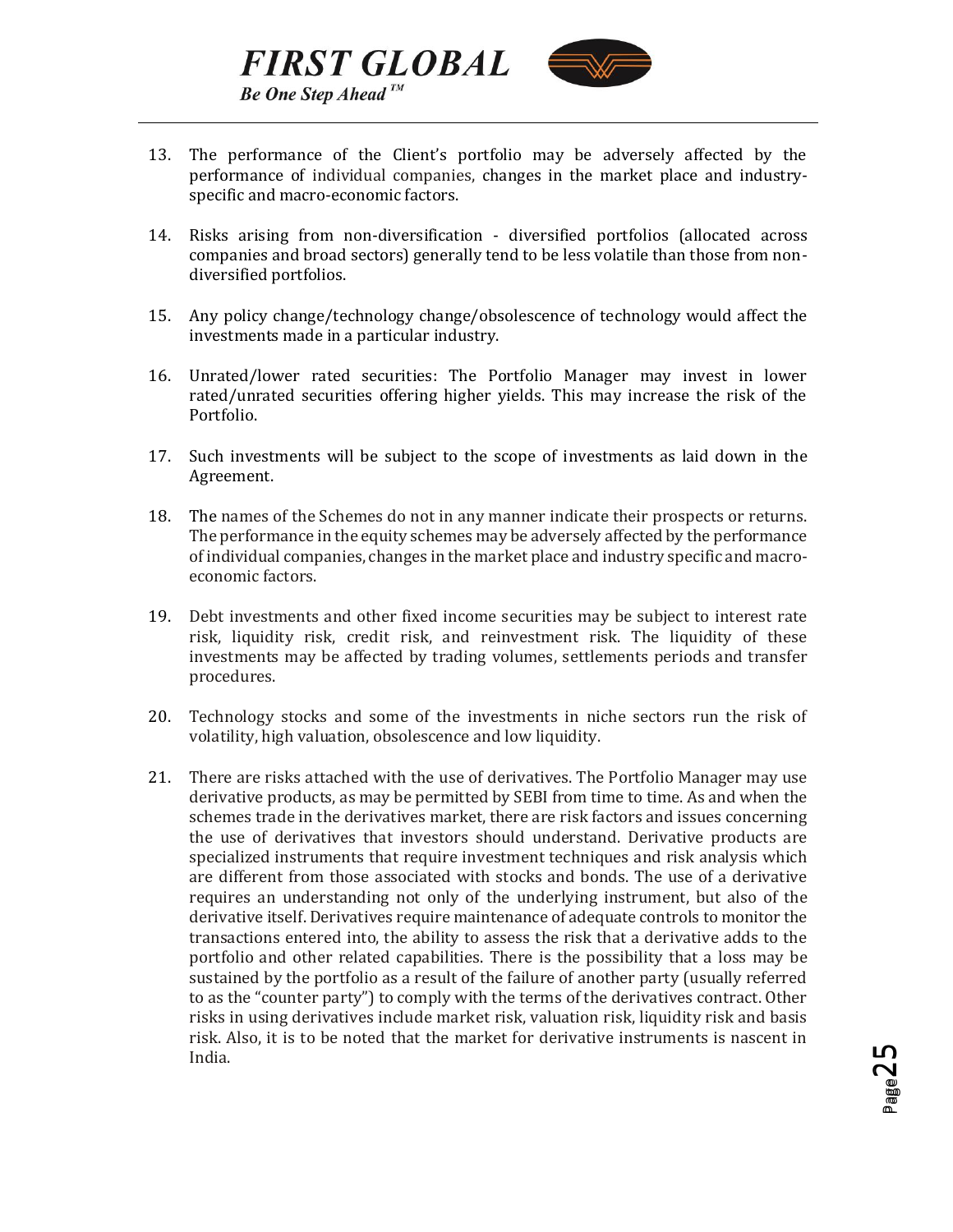13. The performance of the Client's portfolio may be adversely affected by the performance of individual companies, changes in the market place and industry-specific and macro-economic factors.

14. Risks arising from non-diversification - diversified portfolios (allocated across companies and broad sectors) generally tend to be less volatile than those from non-diversified portfolios.

15. Any policy change/technology change/obsolescence of technology would affect the investments made in a particular industry.

16. Unrated/lower rated securities: The Portfolio Manager may invest in lower rated/unrated securities offering higher yields. This may increase the risk of the Portfolio.

17. Such investments will be subject to the scope of investments as laid down in the Agreement.

18. The names of the Schemes do not in any manner indicate their prospects or returns. The performance in the equity schemes may be adversely affected by the performance of individual companies, changes in the market place and industry specific and macro-economic factors.

19. Debt investments and other fixed income securities may be subject to interest rate risk, liquidity risk, credit risk, and reinvestment risk. The liquidity of these investments may be affected by trading volumes, settlements periods and transfer procedures.

20. Technology stocks and some of the investments in niche sectors run the risk of volatility, high valuation, obsolescence and low liquidity.

21. There are risks attached with the use of derivatives. The Portfolio Manager may use derivative products, as may be permitted by SEBI from time to time. As and when the schemes trade in the derivatives market, there are risk factors and issues concerning the use of derivatives that investors should understand. Derivative products are specialized instruments that require investment techniques and risk analysis which are different from those associated with stocks and bonds. The use of a derivative requires an understanding not only of the underlying instrument, but also of the derivative itself. Derivatives require maintenance of adequate controls to monitor the transactions entered into, the ability to assess the risk that a derivative adds to the portfolio and other related capabilities. There is the possibility that a loss may be sustained by the portfolio as a result of the failure of another party (usually referred to as the "counter party") to comply with the terms of the derivatives contract. Other risks in using derivatives include market risk, valuation risk, liquidity risk and basis risk. Also, it is to be noted that the market for derivative instruments is nascent in India.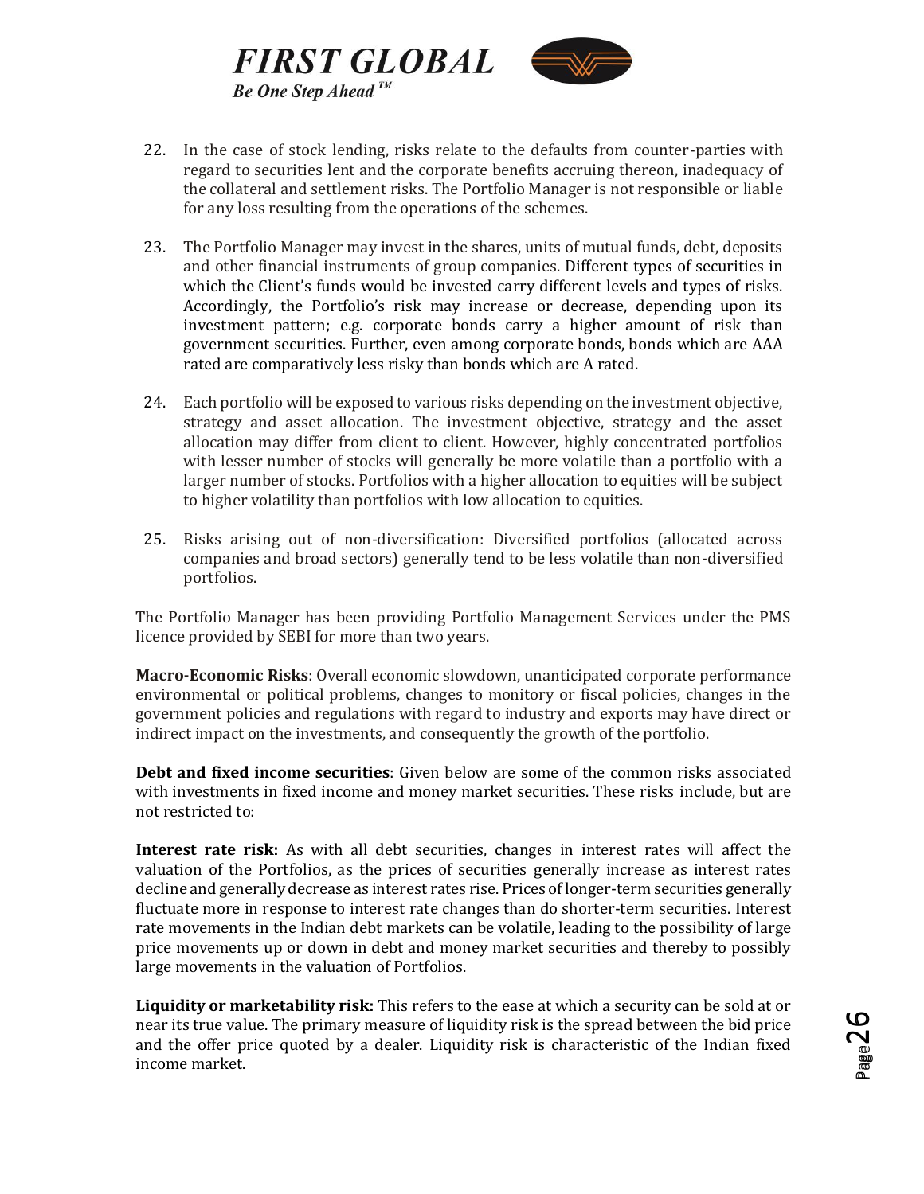22. In the case of stock lending, risks relate to the defaults from counter-parties with regard to securities lent and the corporate benefits accruing thereon, inadequacy of the collateral and settlement risks. The Portfolio Manager is not responsible or liable for any loss resulting from the operations of the schemes.

23. The Portfolio Manager may invest in the shares, units of mutual funds, debt, deposits and other financial instruments of group companies. Different types of securities in which the Client's funds would be invested carry different levels and types of risks. Accordingly, the Portfolio's risk may increase or decrease, depending upon its investment pattern; e.g. corporate bonds carry a higher amount of risk than government securities. Further, even among corporate bonds, bonds which are AAA rated are comparatively less risky than bonds which are A rated.

24. Each portfolio will be exposed to various risks depending on the investment objective, strategy and asset allocation. The investment objective, strategy and the asset allocation may differ from client to client. However, highly concentrated portfolios with lesser number of stocks will generally be more volatile than a portfolio with a larger number of stocks. Portfolios with a higher allocation to equities will be subject to higher volatility than portfolios with low allocation to equities.

25. Risks arising out of non-diversification: Diversified portfolios (allocated across companies and broad sectors) generally tend to be less volatile than non-diversified portfolios.

The Portfolio Manager has been providing Portfolio Management Services under the PMS licence provided by SEBI for more than two years.

**Macro-Economic Risks**: Overall economic slowdown, unanticipated corporate performance environmental or political problems, changes to monitory or fiscal policies, changes in the government policies and regulations with regard to industry and exports may have direct or indirect impact on the investments, and consequently the growth of the portfolio.

**Debt and fixed income securities**: Given below are some of the common risks associated with investments in fixed income and money market securities. These risks include, but are not restricted to:

**Interest rate risk:** As with all debt securities, changes in interest rates will affect the valuation of the Portfolios, as the prices of securities generally increase as interest rates decline and generally decrease as interest rates rise. Prices of longer-term securities generally fluctuate more in response to interest rate changes than do shorter-term securities. Interest rate movements in the Indian debt markets can be volatile, leading to the possibility of large price movements up or down in debt and money market securities and thereby to possibly large movements in the valuation of Portfolios.

**Liquidity or marketability risk:** This refers to the ease at which a security can be sold at or near its true value. The primary measure of liquidity risk is the spread between the bid price and the offer price quoted by a dealer. Liquidity risk is characteristic of the Indian fixed income market.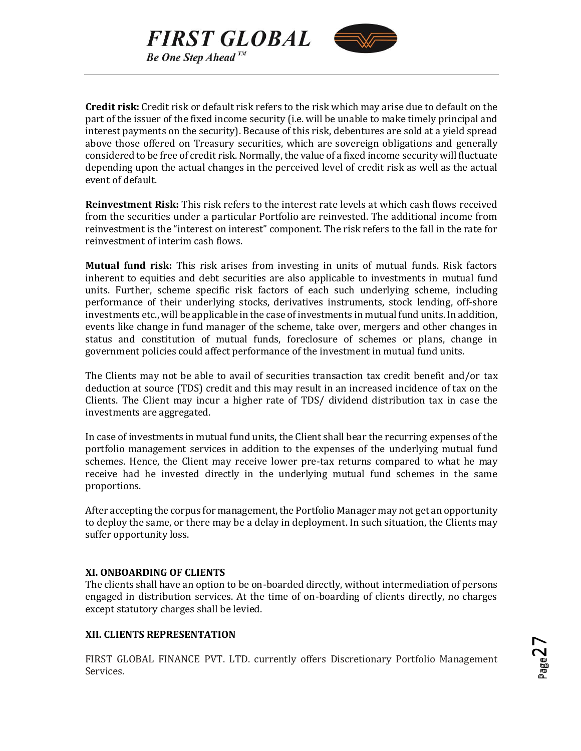**Credit risk:** Credit risk or default risk refers to the risk which may arise due to default on the part of the issuer of the fixed income security (i.e. will be unable to make timely principal and interest payments on the security). Because of this risk, debentures are sold at a yield spread above those offered on Treasury securities, which are sovereign obligations and generally considered to be free of credit risk. Normally, the value of a fixed income security will fluctuate depending upon the actual changes in the perceived level of credit risk as well as the actual event of default.

**Reinvestment Risk:** This risk refers to the interest rate levels at which cash flows received from the securities under a particular Portfolio are reinvested. The additional income from reinvestment is the "interest on interest" component. The risk refers to the fall in the rate for reinvestment of interim cash flows.

**Mutual fund risk:** This risk arises from investing in units of mutual funds. Risk factors inherent to equities and debt securities are also applicable to investments in mutual fund units. Further, scheme specific risk factors of each such underlying scheme, including performance of their underlying stocks, derivatives instruments, stock lending, off-shore investments etc., will be applicable in the case of investments in mutual fund units. In addition, events like change in fund manager of the scheme, take over, mergers and other changes in status and constitution of mutual funds, foreclosure of schemes or plans, change in government policies could affect performance of the investment in mutual fund units.

The Clients may not be able to avail of securities transaction tax credit benefit and/or tax deduction at source (TDS) credit and this may result in an increased incidence of tax on the Clients. The Client may incur a higher rate of TDS/ dividend distribution tax in case the investments are aggregated.

In case of investments in mutual fund units, the Client shall bear the recurring expenses of the portfolio management services in addition to the expenses of the underlying mutual fund schemes. Hence, the Client may receive lower pre-tax returns compared to what he may receive had he invested directly in the underlying mutual fund schemes in the same proportions.

After accepting the corpus for management, the Portfolio Manager may not get an opportunity to deploy the same, or there may be a delay in deployment. In such situation, the Clients may suffer opportunity loss.

## XI. ONBOARDING OF CLIENTS

The clients shall have an option to be on-boarded directly, without intermediation of persons engaged in distribution services. At the time of on-boarding of clients directly, no charges except statutory charges shall be levied.

## XII. CLIENTS REPRESENTATION

FIRST GLOBAL FINANCE PVT. LTD. currently offers Discretionary Portfolio Management Services.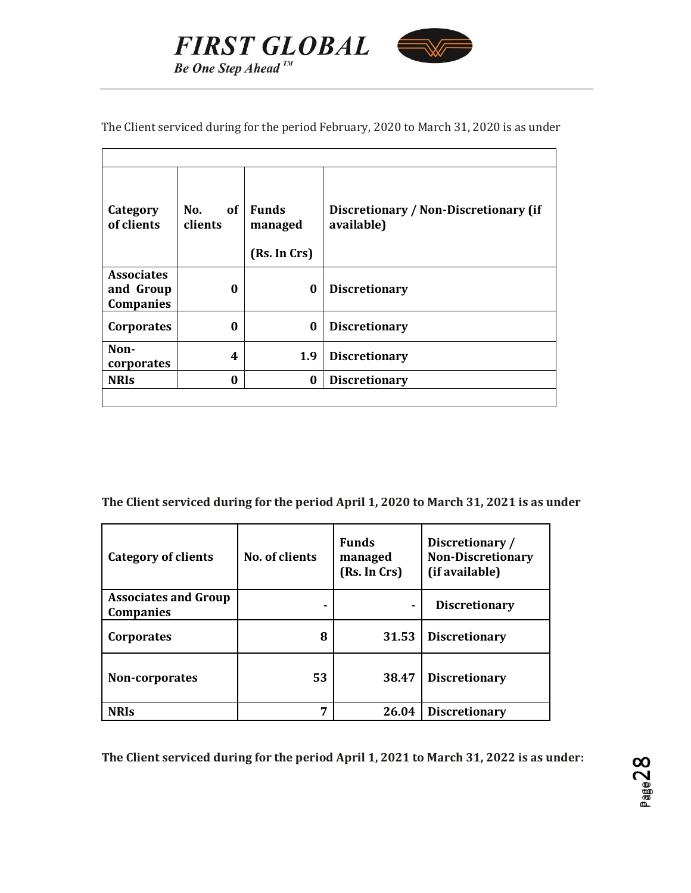The Client serviced during for the period February, 2020 to March 31, 2020 is as under

| Category of clients | No. of clients | Funds managed (Rs. In Crs) | Discretionary / Non-Discretionary (if available) |
|---|---|---|---|
| **Associates and Group Companies** | **0** | **0** | **Discretionary** |
| **Corporates** | **0** | **0** | **Discretionary** |
| **Non-corporates** | **4** | **1.9** | **Discretionary** |
| **NRIs** | **0** | **0** | **Discretionary** |

**The Client serviced during for the period April 1, 2020 to March 31, 2021 is as under**

| Category of clients | No. of clients | Funds managed (Rs. In Crs) | Discretionary / Non-Discretionary (if available) |
|---|---|---|---|
| **Associates and Group Companies** | **-** | **-** | **Discretionary** |
| **Corporates** | **8** | **31.53** | **Discretionary** |
| **Non-corporates** | **53** | **38.47** | **Discretionary** |
| **NRIs** | **7** | **26.04** | **Discretionary** |

**The Client serviced during for the period April 1, 2021 to March 31, 2022 is as under:**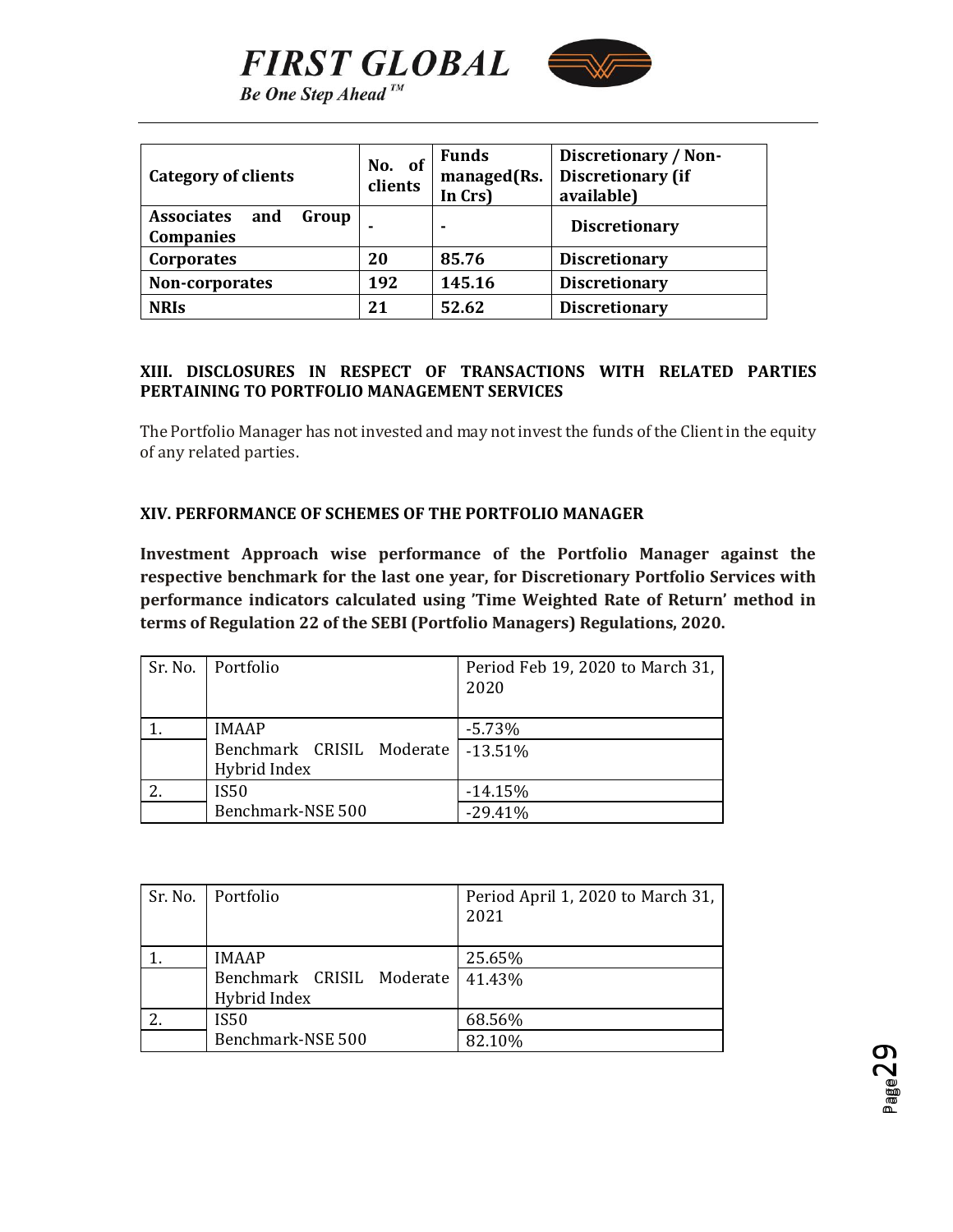| Category of clients | No. of clients | Funds managed(Rs. In Crs) | Discretionary / Non-Discretionary (if available) |
|---|---|---|---|
| **Associates and Group Companies** | - | - | **Discretionary** |
| **Corporates** | **20** | **85.76** | **Discretionary** |
| **Non-corporates** | **192** | **145.16** | **Discretionary** |
| **NRIs** | **21** | **52.62** | **Discretionary** |

## XIII. DISCLOSURES IN RESPECT OF TRANSACTIONS WITH RELATED PARTIES PERTAINING TO PORTFOLIO MANAGEMENT SERVICES

The Portfolio Manager has not invested and may not invest the funds of the Client in the equity of any related parties.

## XIV. PERFORMANCE OF SCHEMES OF THE PORTFOLIO MANAGER

**Investment Approach wise performance of the Portfolio Manager against the respective benchmark for the last one year, for Discretionary Portfolio Services with performance indicators calculated using 'Time Weighted Rate of Return' method in terms of Regulation 22 of the SEBI (Portfolio Managers) Regulations, 2020.**

| Sr. No. | Portfolio | Period Feb 19, 2020 to March 31, 2020 |
|---|---|---|
| 1. | IMAAP | -5.73% |
| | Benchmark CRISIL Moderate Hybrid Index | -13.51% |
| 2. | IS50 | -14.15% |
| | Benchmark-NSE 500 | -29.41% |

| Sr. No. | Portfolio | Period April 1, 2020 to March 31, 2021 |
|---|---|---|
| 1. | IMAAP | 25.65% |
| | Benchmark CRISIL Moderate Hybrid Index | 41.43% |
| 2. | IS50 | 68.56% |
| | Benchmark-NSE 500 | 82.10% |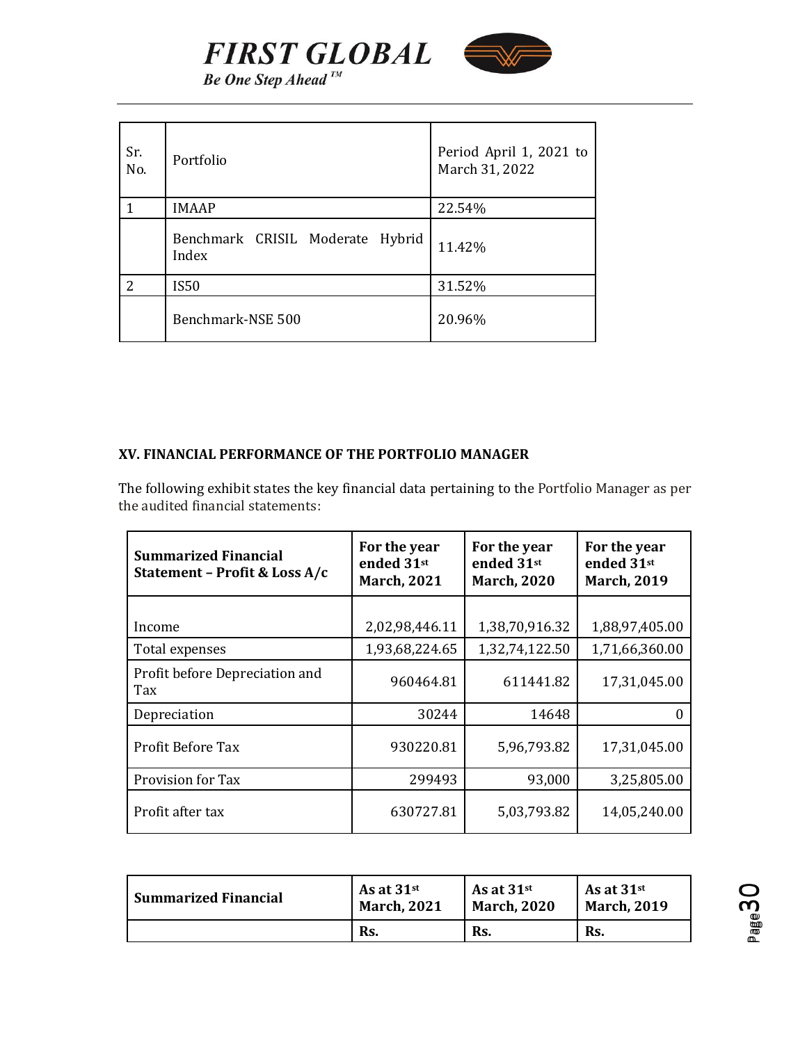| Sr. No. | Portfolio | Period April 1, 2021 to March 31, 2022 |
|---|---|---|
| 1 | IMAAP | 22.54% |
| | Benchmark CRISIL Moderate Hybrid Index | 11.42% |
| 2 | IS50 | 31.52% |
| | Benchmark-NSE 500 | 20.96% |

**XV. FINANCIAL PERFORMANCE OF THE PORTFOLIO MANAGER**

The following exhibit states the key financial data pertaining to the Portfolio Manager as per the audited financial statements:

| Summarized Financial Statement – Profit & Loss A/c | For the year ended 31st March, 2021 | For the year ended 31st March, 2020 | For the year ended 31st March, 2019 |
|---|---|---|---|
| Income | 2,02,98,446.11 | 1,38,70,916.32 | 1,88,97,405.00 |
| Total expenses | 1,93,68,224.65 | 1,32,74,122.50 | 1,71,66,360.00 |
| Profit before Depreciation and Tax | 960464.81 | 611441.82 | 17,31,045.00 |
| Depreciation | 30244 | 14648 | 0 |
| Profit Before Tax | 930220.81 | 5,96,793.82 | 17,31,045.00 |
| Provision for Tax | 299493 | 93,000 | 3,25,805.00 |
| Profit after tax | 630727.81 | 5,03,793.82 | 14,05,240.00 |

| Summarized Financial | As at 31st March, 2021 | As at 31st March, 2020 | As at 31st March, 2019 |
|---|---|---|---|
| | Rs. | Rs. | Rs. |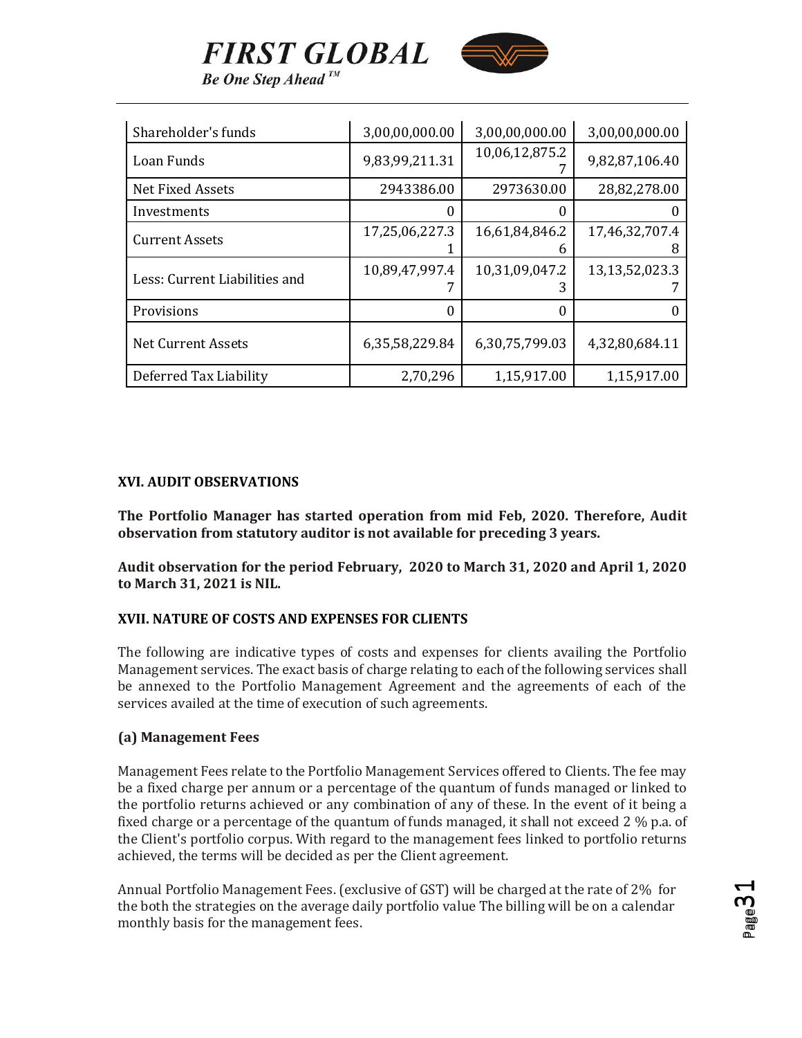| Shareholder's funds | 3,00,00,000.00 | 3,00,00,000.00 | 3,00,00,000.00 |
|---|---|---|---|
| Loan Funds | 9,83,99,211.31 | 10,06,12,875.27 | 9,82,87,106.40 |
| Net Fixed Assets | 2943386.00 | 2973630.00 | 28,82,278.00 |
| Investments | 0 | 0 | 0 |
| Current Assets | 17,25,06,227.31 | 16,61,84,846.26 | 17,46,32,707.48 |
| Less: Current Liabilities and | 10,89,47,997.47 | 10,31,09,047.23 | 13,13,52,023.37 |
| Provisions | 0 | 0 | 0 |
| Net Current Assets | 6,35,58,229.84 | 6,30,75,799.03 | 4,32,80,684.11 |
| Deferred Tax Liability | 2,70,296 | 1,15,917.00 | 1,15,917.00 |

### XVI. AUDIT OBSERVATIONS

**The Portfolio Manager has started operation from mid Feb, 2020. Therefore, Audit observation from statutory auditor is not available for preceding 3 years.**

**Audit observation for the period February, 2020 to March 31, 2020 and April 1, 2020 to March 31, 2021 is NIL.**

### XVII. NATURE OF COSTS AND EXPENSES FOR CLIENTS

The following are indicative types of costs and expenses for clients availing the Portfolio Management services. The exact basis of charge relating to each of the following services shall be annexed to the Portfolio Management Agreement and the agreements of each of the services availed at the time of execution of such agreements.

**(a) Management Fees**

Management Fees relate to the Portfolio Management Services offered to Clients. The fee may be a fixed charge per annum or a percentage of the quantum of funds managed or linked to the portfolio returns achieved or any combination of any of these. In the event of it being a fixed charge or a percentage of the quantum of funds managed, it shall not exceed 2 % p.a. of the Client's portfolio corpus. With regard to the management fees linked to portfolio returns achieved, the terms will be decided as per the Client agreement.

Annual Portfolio Management Fees. (exclusive of GST) will be charged at the rate of 2% for the both the strategies on the average daily portfolio value The billing will be on a calendar monthly basis for the management fees.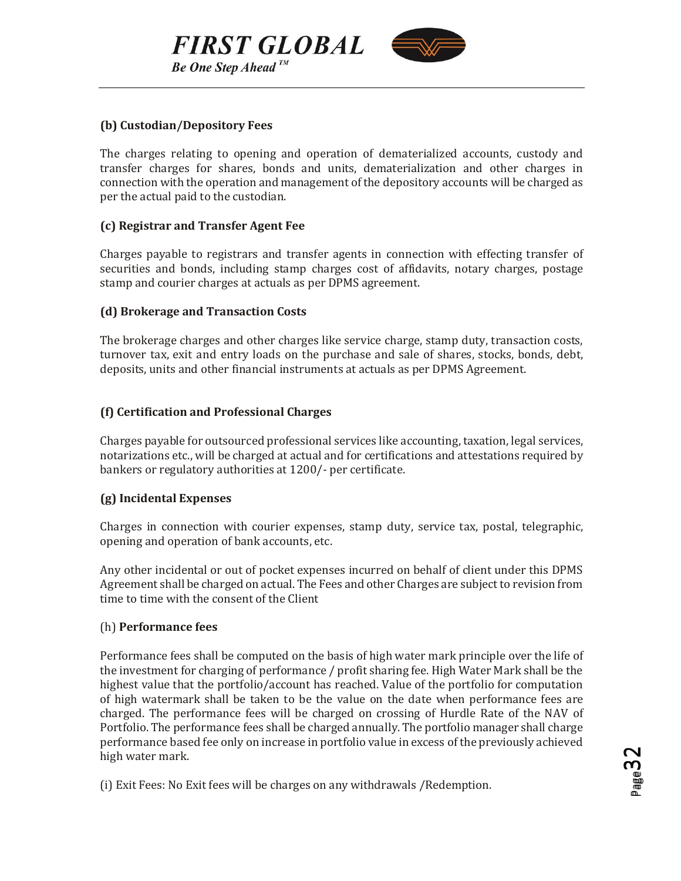**(b) Custodian/Depository Fees**

The charges relating to opening and operation of dematerialized accounts, custody and transfer charges for shares, bonds and units, dematerialization and other charges in connection with the operation and management of the depository accounts will be charged as per the actual paid to the custodian.

**(c) Registrar and Transfer Agent Fee**

Charges payable to registrars and transfer agents in connection with effecting transfer of securities and bonds, including stamp charges cost of affidavits, notary charges, postage stamp and courier charges at actuals as per DPMS agreement.

**(d) Brokerage and Transaction Costs**

The brokerage charges and other charges like service charge, stamp duty, transaction costs, turnover tax, exit and entry loads on the purchase and sale of shares, stocks, bonds, debt, deposits, units and other financial instruments at actuals as per DPMS Agreement.

**(f) Certification and Professional Charges**

Charges payable for outsourced professional services like accounting, taxation, legal services, notarizations etc., will be charged at actual and for certifications and attestations required by bankers or regulatory authorities at 1200/- per certificate.

**(g) Incidental Expenses**

Charges in connection with courier expenses, stamp duty, service tax, postal, telegraphic, opening and operation of bank accounts, etc.

Any other incidental or out of pocket expenses incurred on behalf of client under this DPMS Agreement shall be charged on actual. The Fees and other Charges are subject to revision from time to time with the consent of the Client

(h) **Performance fees**

Performance fees shall be computed on the basis of high water mark principle over the life of the investment for charging of performance / profit sharing fee. High Water Mark shall be the highest value that the portfolio/account has reached. Value of the portfolio for computation of high watermark shall be taken to be the value on the date when performance fees are charged. The performance fees will be charged on crossing of Hurdle Rate of the NAV of Portfolio. The performance fees shall be charged annually. The portfolio manager shall charge performance based fee only on increase in portfolio value in excess of the previously achieved high water mark.

(i) Exit Fees: No Exit fees will be charges on any withdrawals /Redemption.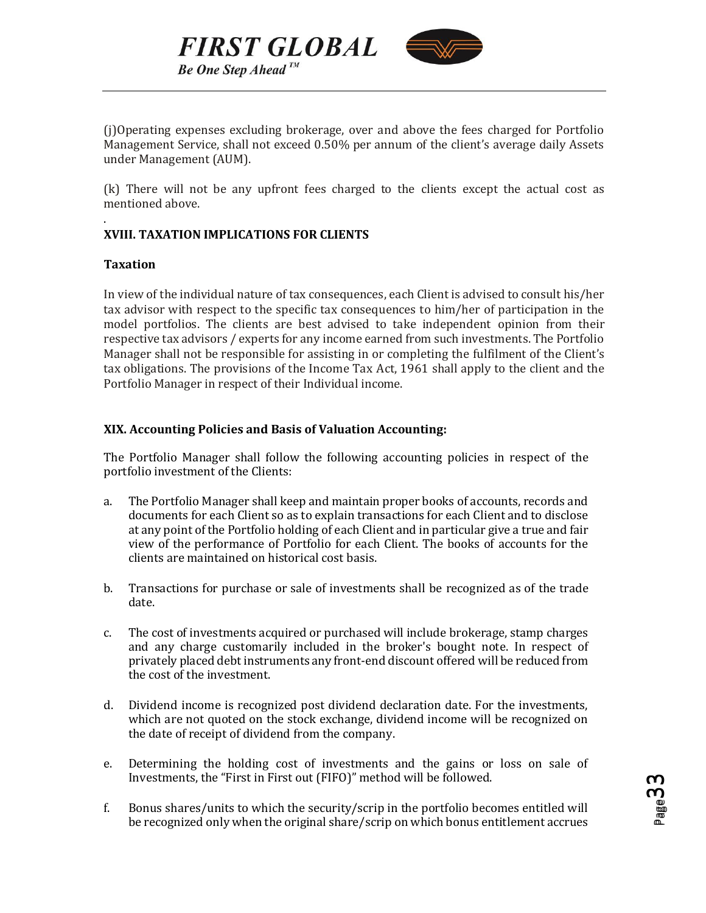(j)Operating expenses excluding brokerage, over and above the fees charged for Portfolio Management Service, shall not exceed 0.50% per annum of the client's average daily Assets under Management (AUM).

(k) There will not be any upfront fees charged to the clients except the actual cost as mentioned above.

.

## XVIII. TAXATION IMPLICATIONS FOR CLIENTS

### Taxation

In view of the individual nature of tax consequences, each Client is advised to consult his/her tax advisor with respect to the specific tax consequences to him/her of participation in the model portfolios. The clients are best advised to take independent opinion from their respective tax advisors / experts for any income earned from such investments. The Portfolio Manager shall not be responsible for assisting in or completing the fulfilment of the Client's tax obligations. The provisions of the Income Tax Act, 1961 shall apply to the client and the Portfolio Manager in respect of their Individual income.

## XIX. Accounting Policies and Basis of Valuation Accounting:

The Portfolio Manager shall follow the following accounting policies in respect of the portfolio investment of the Clients:

a. The Portfolio Manager shall keep and maintain proper books of accounts, records and documents for each Client so as to explain transactions for each Client and to disclose at any point of the Portfolio holding of each Client and in particular give a true and fair view of the performance of Portfolio for each Client. The books of accounts for the clients are maintained on historical cost basis.

b. Transactions for purchase or sale of investments shall be recognized as of the trade date.

c. The cost of investments acquired or purchased will include brokerage, stamp charges and any charge customarily included in the broker's bought note. In respect of privately placed debt instruments any front-end discount offered will be reduced from the cost of the investment.

d. Dividend income is recognized post dividend declaration date. For the investments, which are not quoted on the stock exchange, dividend income will be recognized on the date of receipt of dividend from the company.

e. Determining the holding cost of investments and the gains or loss on sale of Investments, the "First in First out (FIFO)" method will be followed.

f. Bonus shares/units to which the security/scrip in the portfolio becomes entitled will be recognized only when the original share/scrip on which bonus entitlement accrues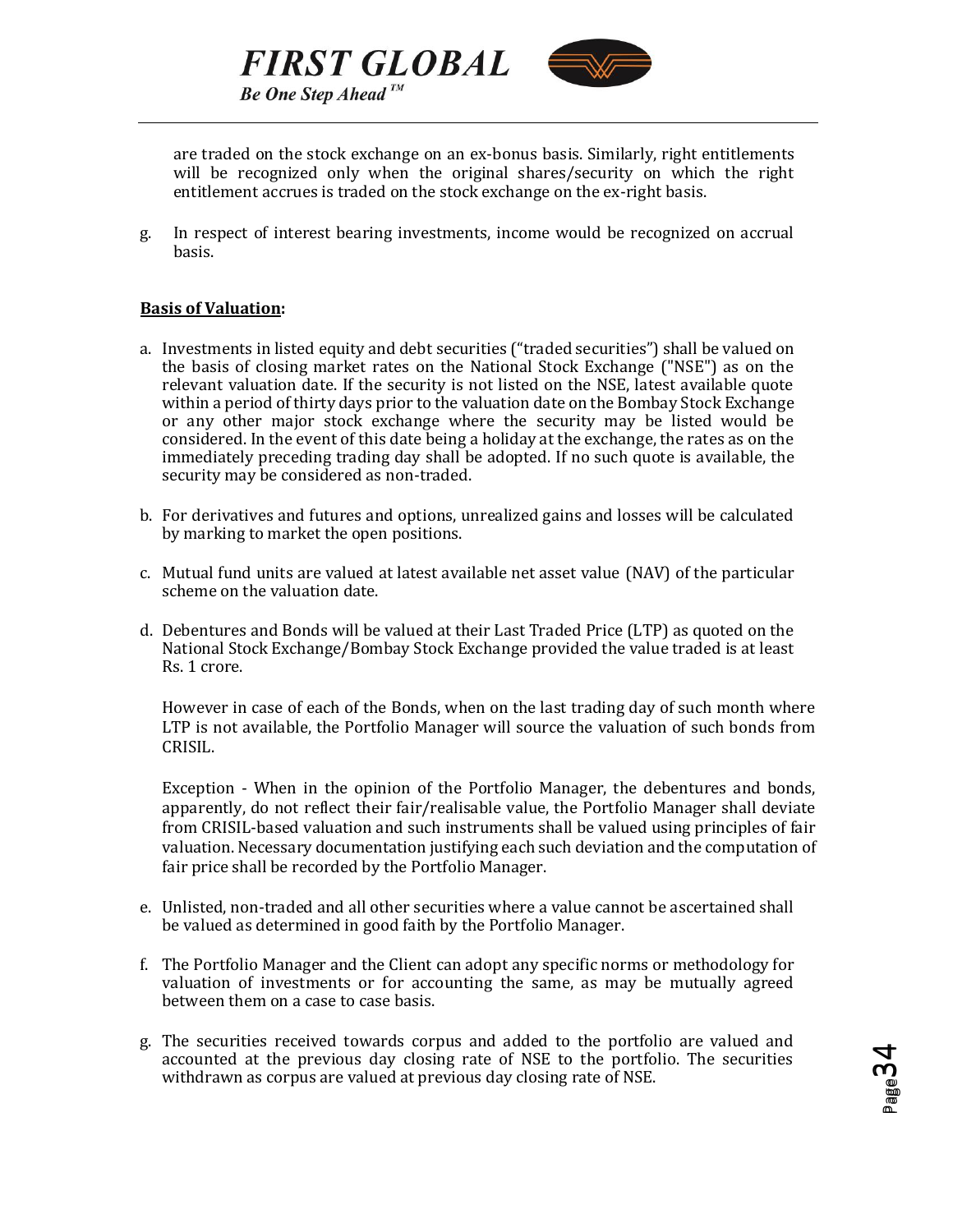are traded on the stock exchange on an ex-bonus basis. Similarly, right entitlements will be recognized only when the original shares/security on which the right entitlement accrues is traded on the stock exchange on the ex-right basis.

g. In respect of interest bearing investments, income would be recognized on accrual basis.

**Basis of Valuation:**

a. Investments in listed equity and debt securities ("traded securities") shall be valued on the basis of closing market rates on the National Stock Exchange ("NSE") as on the relevant valuation date. If the security is not listed on the NSE, latest available quote within a period of thirty days prior to the valuation date on the Bombay Stock Exchange or any other major stock exchange where the security may be listed would be considered. In the event of this date being a holiday at the exchange, the rates as on the immediately preceding trading day shall be adopted. If no such quote is available, the security may be considered as non-traded.

b. For derivatives and futures and options, unrealized gains and losses will be calculated by marking to market the open positions.

c. Mutual fund units are valued at latest available net asset value (NAV) of the particular scheme on the valuation date.

d. Debentures and Bonds will be valued at their Last Traded Price (LTP) as quoted on the National Stock Exchange/Bombay Stock Exchange provided the value traded is at least Rs. 1 crore.

   However in case of each of the Bonds, when on the last trading day of such month where LTP is not available, the Portfolio Manager will source the valuation of such bonds from CRISIL.

   Exception - When in the opinion of the Portfolio Manager, the debentures and bonds, apparently, do not reflect their fair/realisable value, the Portfolio Manager shall deviate from CRISIL-based valuation and such instruments shall be valued using principles of fair valuation. Necessary documentation justifying each such deviation and the computation of fair price shall be recorded by the Portfolio Manager.

e. Unlisted, non-traded and all other securities where a value cannot be ascertained shall be valued as determined in good faith by the Portfolio Manager.

f. The Portfolio Manager and the Client can adopt any specific norms or methodology for valuation of investments or for accounting the same, as may be mutually agreed between them on a case to case basis.

g. The securities received towards corpus and added to the portfolio are valued and accounted at the previous day closing rate of NSE to the portfolio. The securities withdrawn as corpus are valued at previous day closing rate of NSE.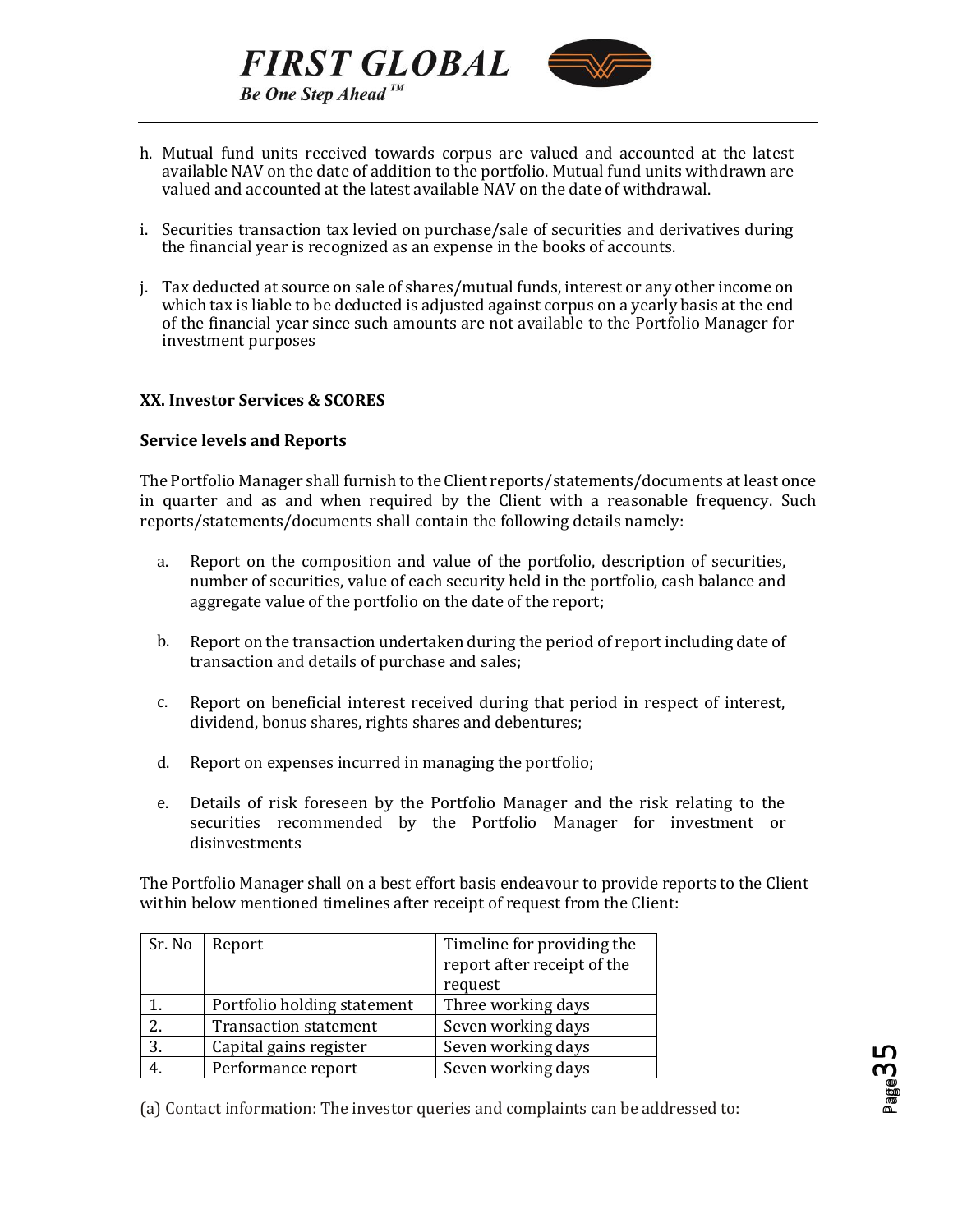h. Mutual fund units received towards corpus are valued and accounted at the latest available NAV on the date of addition to the portfolio. Mutual fund units withdrawn are valued and accounted at the latest available NAV on the date of withdrawal.

i. Securities transaction tax levied on purchase/sale of securities and derivatives during the financial year is recognized as an expense in the books of accounts.

j. Tax deducted at source on sale of shares/mutual funds, interest or any other income on which tax is liable to be deducted is adjusted against corpus on a yearly basis at the end of the financial year since such amounts are not available to the Portfolio Manager for investment purposes

## XX. Investor Services & SCORES

### Service levels and Reports

The Portfolio Manager shall furnish to the Client reports/statements/documents at least once in quarter and as and when required by the Client with a reasonable frequency. Such reports/statements/documents shall contain the following details namely:

a. Report on the composition and value of the portfolio, description of securities, number of securities, value of each security held in the portfolio, cash balance and aggregate value of the portfolio on the date of the report;

b. Report on the transaction undertaken during the period of report including date of transaction and details of purchase and sales;

c. Report on beneficial interest received during that period in respect of interest, dividend, bonus shares, rights shares and debentures;

d. Report on expenses incurred in managing the portfolio;

e. Details of risk foreseen by the Portfolio Manager and the risk relating to the securities recommended by the Portfolio Manager for investment or disinvestments

The Portfolio Manager shall on a best effort basis endeavour to provide reports to the Client within below mentioned timelines after receipt of request from the Client:

| Sr. No | Report | Timeline for providing the report after receipt of the request |
|---|---|---|
| 1. | Portfolio holding statement | Three working days |
| 2. | Transaction statement | Seven working days |
| 3. | Capital gains register | Seven working days |
| 4. | Performance report | Seven working days |

(a) Contact information: The investor queries and complaints can be addressed to: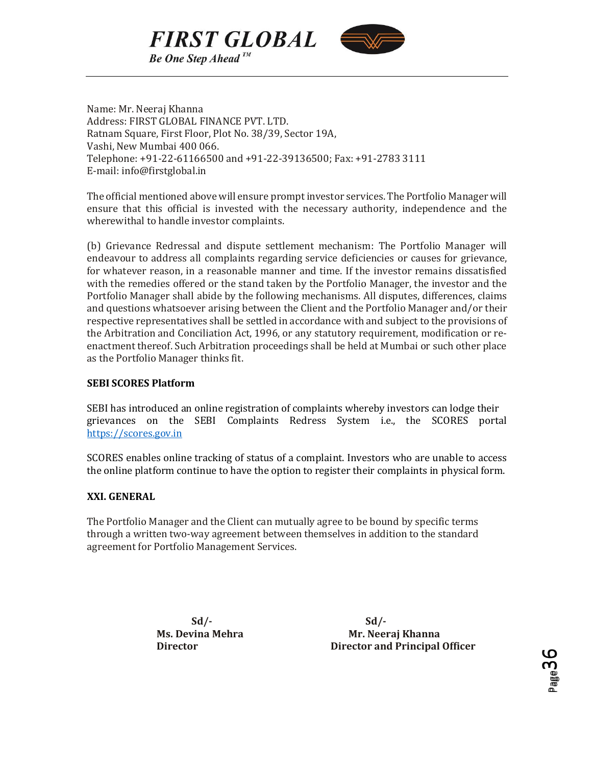Name: Mr. Neeraj Khanna
Address: FIRST GLOBAL FINANCE PVT. LTD.
Ratnam Square, First Floor, Plot No. 38/39, Sector 19A,
Vashi, New Mumbai 400 066.
Telephone: +91-22-61166500 and +91-22-39136500; Fax: +91-2783 3111
E-mail: info@firstglobal.in

The official mentioned above will ensure prompt investor services. The Portfolio Manager will ensure that this official is invested with the necessary authority, independence and the wherewithal to handle investor complaints.

(b) Grievance Redressal and dispute settlement mechanism: The Portfolio Manager will endeavour to address all complaints regarding service deficiencies or causes for grievance, for whatever reason, in a reasonable manner and time. If the investor remains dissatisfied with the remedies offered or the stand taken by the Portfolio Manager, the investor and the Portfolio Manager shall abide by the following mechanisms. All disputes, differences, claims and questions whatsoever arising between the Client and the Portfolio Manager and/or their respective representatives shall be settled in accordance with and subject to the provisions of the Arbitration and Conciliation Act, 1996, or any statutory requirement, modification or re-enactment thereof. Such Arbitration proceedings shall be held at Mumbai or such other place as the Portfolio Manager thinks fit.

**SEBI SCORES Platform**

SEBI has introduced an online registration of complaints whereby investors can lodge their grievances on the SEBI Complaints Redress System i.e., the SCORES portal https://scores.gov.in

SCORES enables online tracking of status of a complaint. Investors who are unable to access the online platform continue to have the option to register their complaints in physical form.

**XXI. GENERAL**

The Portfolio Manager and the Client can mutually agree to be bound by specific terms through a written two-way agreement between themselves in addition to the standard agreement for Portfolio Management Services.

**Sd/-**
**Ms. Devina Mehra**
**Director**

**Sd/-**
**Mr. Neeraj Khanna**
**Director and Principal Officer**